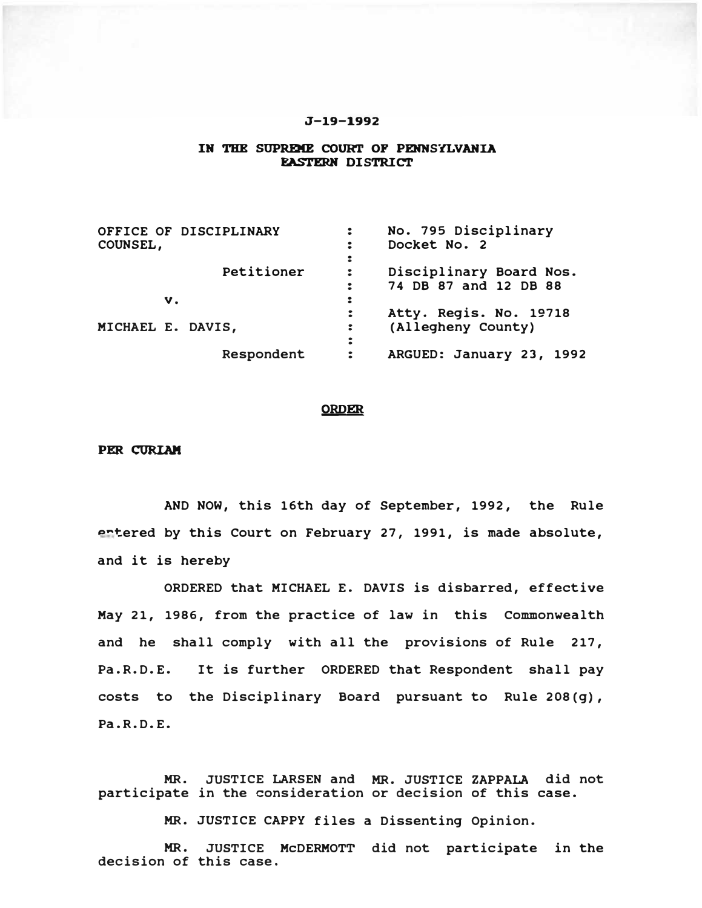J-19-1992

**IN THE SUPREME COURT OF PENNSYLVANIA**
**EASTERN DISTRICT**

| | | |
|---|---|---|
| OFFICE OF DISCIPLINARY COUNSEL, | : | No. 795 Disciplinary Docket No. 2 |
| Petitioner | : | Disciplinary Board Nos. 74 DB 87 and 12 DB 88 |
| v. | : | Atty. Regis. No. 19718 (Allegheny County) |
| MICHAEL E. DAVIS, | : | |
| Respondent | : | ARGUED: January 23, 1992 |

## ORDER

**PER CURIAM**

AND NOW, this 16th day of September, 1992, the Rule entered by this Court on February 27, 1991, is made absolute, and it is hereby

ORDERED that MICHAEL E. DAVIS is disbarred, effective May 21, 1986, from the practice of law in this Commonwealth and he shall comply with all the provisions of Rule 217, Pa.R.D.E. It is further ORDERED that Respondent shall pay costs to the Disciplinary Board pursuant to Rule 208(g), Pa.R.D.E.

MR. JUSTICE LARSEN and MR. JUSTICE ZAPPALA did not participate in the consideration or decision of this case.

MR. JUSTICE CAPPY files a Dissenting Opinion.

MR. JUSTICE McDERMOTT did not participate in the decision of this case.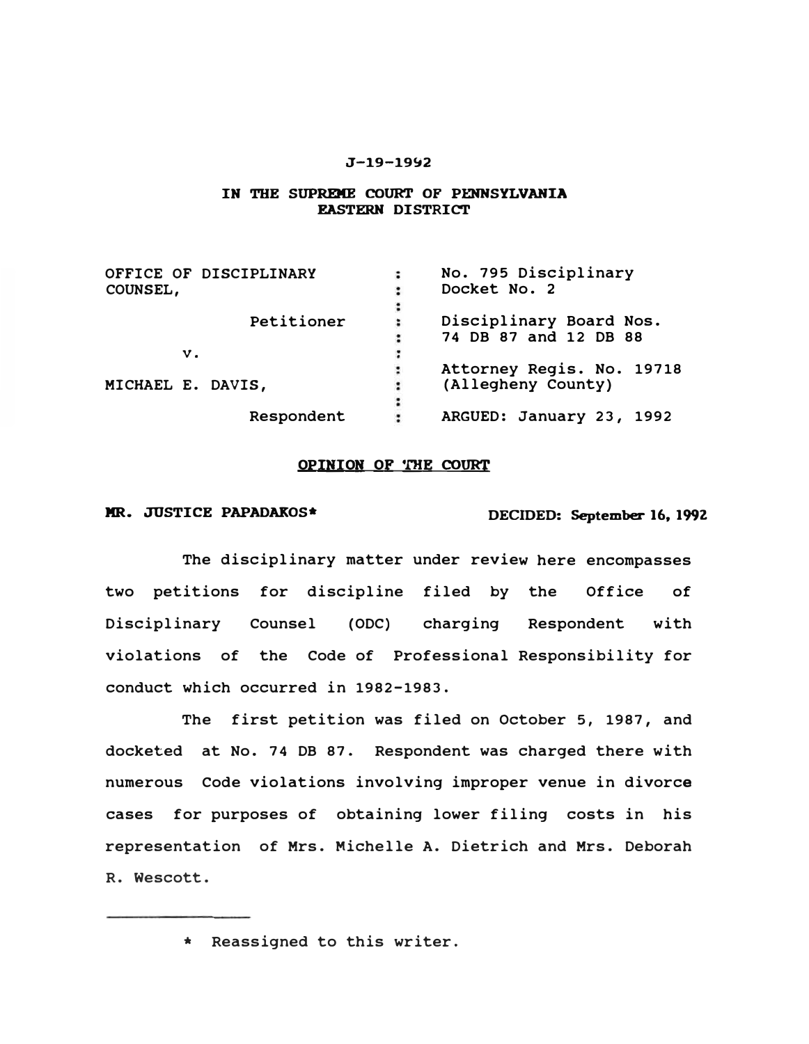J-19-1992

**IN THE SUPREME COURT OF PENNSYLVANIA**
**EASTERN DISTRICT**

| | | |
|---|---|---|
| OFFICE OF DISCIPLINARY COUNSEL, | : | No. 795 Disciplinary Docket No. 2 |
| Petitioner | : | Disciplinary Board Nos. 74 DB 87 and 12 DB 88 |
| v. | : | |
| MICHAEL E. DAVIS, | : | Attorney Regis. No. 19718 (Allegheny County) |
| Respondent | : | ARGUED: January 23, 1992 |

**OPINION OF THE COURT**

**MR. JUSTICE PAPADAKOS*** **DECIDED: September 16, 1992**

The disciplinary matter under review here encompasses two petitions for discipline filed by the Office of Disciplinary Counsel (ODC) charging Respondent with violations of the Code of Professional Responsibility for conduct which occurred in 1982-1983.

The first petition was filed on October 5, 1987, and docketed at No. 74 DB 87. Respondent was charged there with numerous Code violations involving improper venue in divorce cases for purposes of obtaining lower filing costs in his representation of Mrs. Michelle A. Dietrich and Mrs. Deborah R. Wescott.

---

* Reassigned to this writer.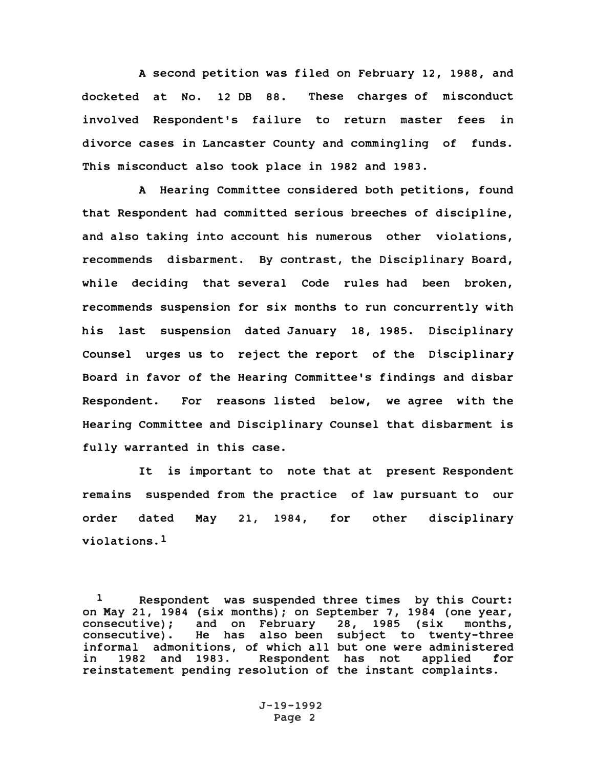A second petition was filed on February 12, 1988, and docketed at No. 12 DB 88. These charges of misconduct involved Respondent's failure to return master fees in divorce cases in Lancaster County and commingling of funds. This misconduct also took place in 1982 and 1983.

A Hearing Committee considered both petitions, found that Respondent had committed serious breeches of discipline, and also taking into account his numerous other violations, recommends disbarment. By contrast, the Disciplinary Board, while deciding that several Code rules had been broken, recommends suspension for six months to run concurrently with his last suspension dated January 18, 1985. Disciplinary Counsel urges us to reject the report of the Disciplinary Board in favor of the Hearing Committee's findings and disbar Respondent. For reasons listed below, we agree with the Hearing Committee and Disciplinary Counsel that disbarment is fully warranted in this case.

It is important to note that at present Respondent remains suspended from the practice of law pursuant to our order dated May 21, 1984, for other disciplinary violations.[1]

[1] Respondent was suspended three times by this Court: on May 21, 1984 (six months); on September 7, 1984 (one year, consecutive); and on February 28, 1985 (six months, consecutive). He has also been subject to twenty-three informal admonitions, of which all but one were administered in 1982 and 1983. Respondent has not applied for reinstatement pending resolution of the instant complaints.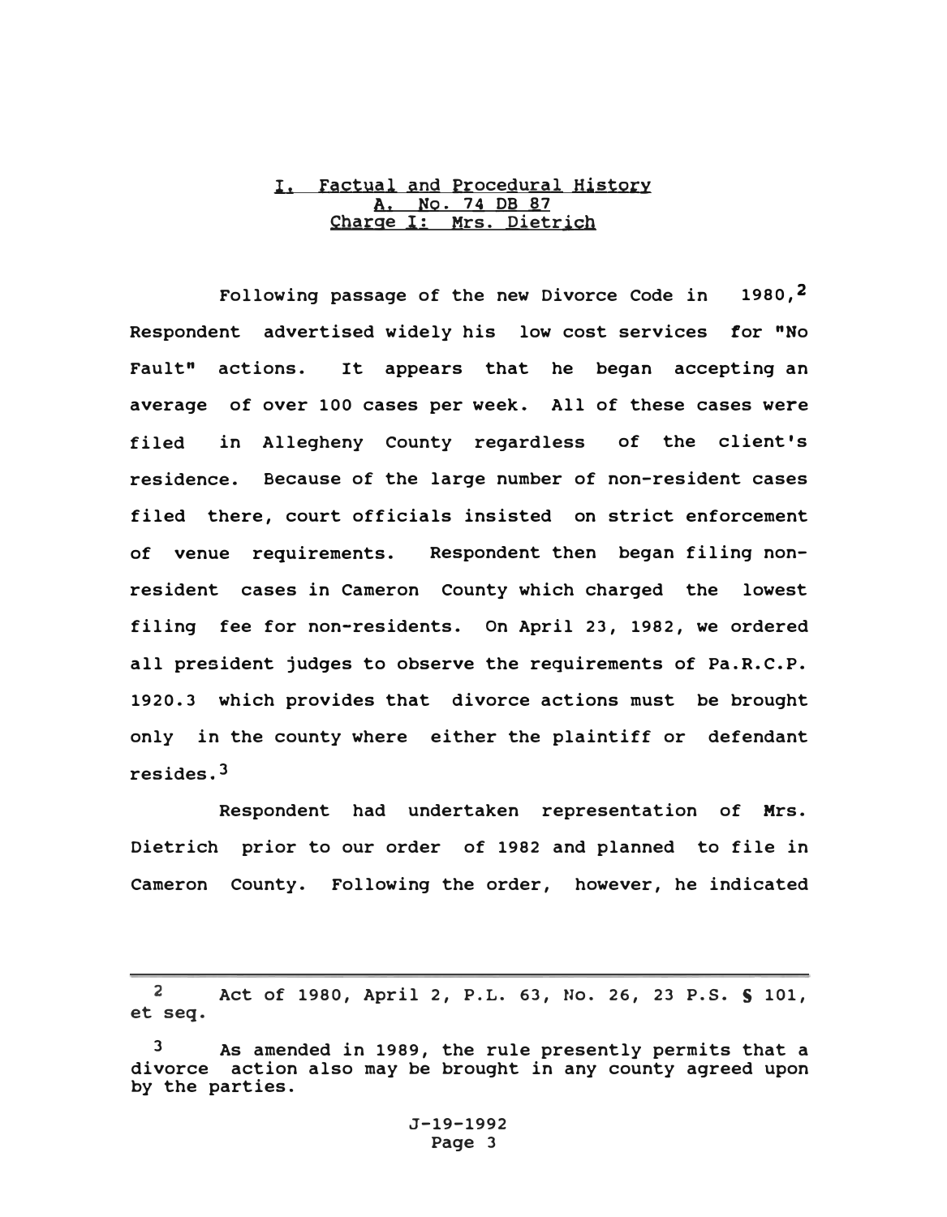## I. Factual and Procedural History

### A. No. 74 DB 87

### Charge I: Mrs. Dietrich

Following passage of the new Divorce Code in 1980,[2] Respondent advertised widely his low cost services for "No Fault" actions. It appears that he began accepting an average of over 100 cases per week. All of these cases were filed in Allegheny County regardless of the client's residence. Because of the large number of non-resident cases filed there, court officials insisted on strict enforcement of venue requirements. Respondent then began filing non-resident cases in Cameron County which charged the lowest filing fee for non-residents. On April 23, 1982, we ordered all president judges to observe the requirements of Pa.R.C.P. 1920.3 which provides that divorce actions must be brought only in the county where either the plaintiff or defendant resides.[3]

Respondent had undertaken representation of Mrs. Dietrich prior to our order of 1982 and planned to file in Cameron County. Following the order, however, he indicated

---

[2] Act of 1980, April 2, P.L. 63, No. 26, 23 P.S. § 101, et seq.

[3] As amended in 1989, the rule presently permits that a divorce action also may be brought in any county agreed upon by the parties.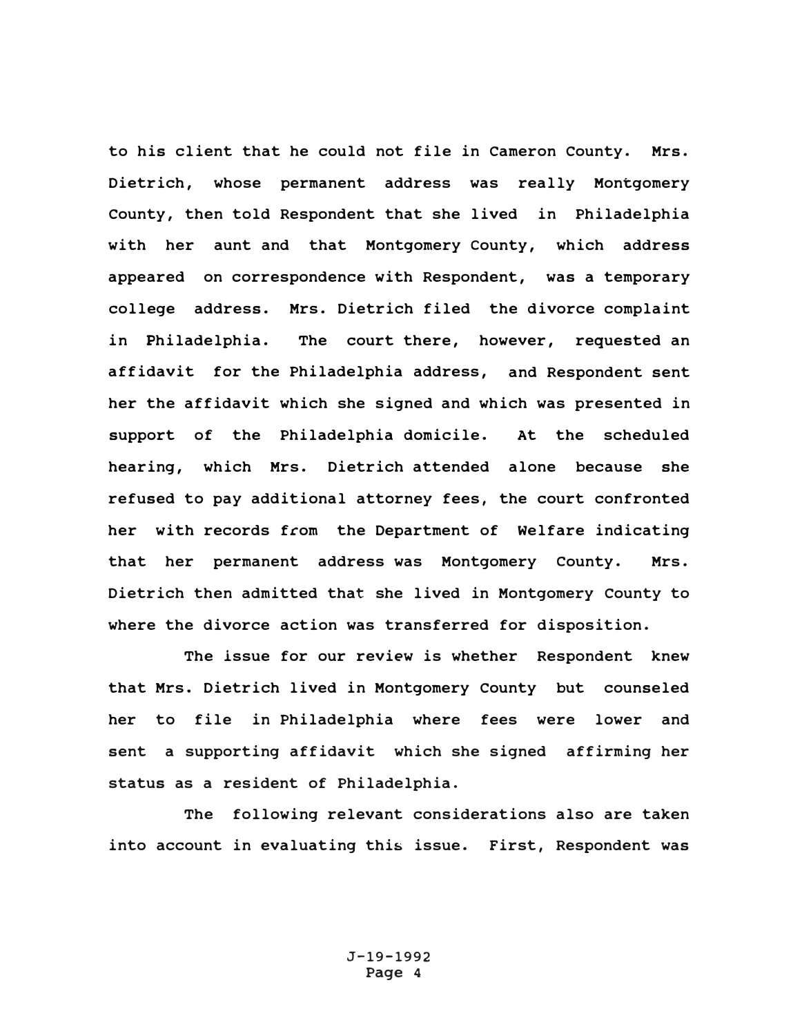to his client that he could not file in Cameron County. Mrs. Dietrich, whose permanent address was really Montgomery County, then told Respondent that she lived in Philadelphia with her aunt and that Montgomery County, which address appeared on correspondence with Respondent, was a temporary college address. Mrs. Dietrich filed the divorce complaint in Philadelphia. The court there, however, requested an affidavit for the Philadelphia address, and Respondent sent her the affidavit which she signed and which was presented in support of the Philadelphia domicile. At the scheduled hearing, which Mrs. Dietrich attended alone because she refused to pay additional attorney fees, the court confronted her with records from the Department of Welfare indicating that her permanent address was Montgomery County. Mrs. Dietrich then admitted that she lived in Montgomery County to where the divorce action was transferred for disposition.

The issue for our review is whether Respondent knew that Mrs. Dietrich lived in Montgomery County but counseled her to file in Philadelphia where fees were lower and sent a supporting affidavit which she signed affirming her status as a resident of Philadelphia.

The following relevant considerations also are taken into account in evaluating this issue. First, Respondent was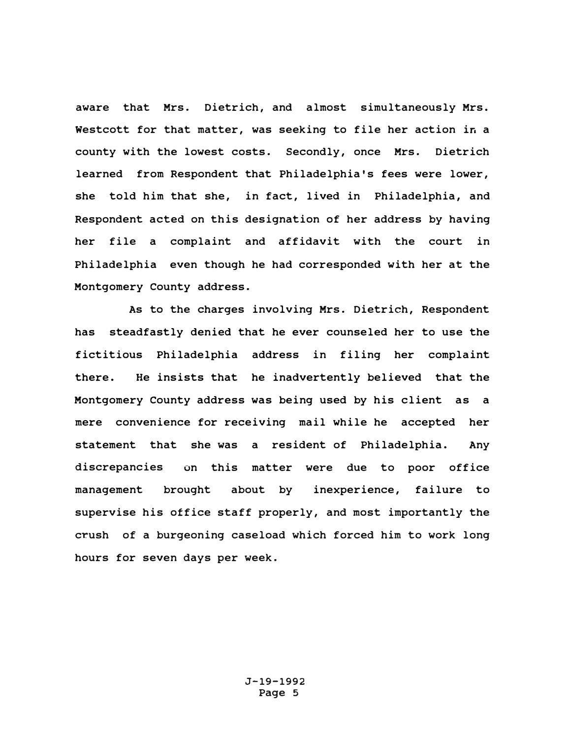aware that Mrs. Dietrich, and almost simultaneously Mrs. Westcott for that matter, was seeking to file her action in a county with the lowest costs. Secondly, once Mrs. Dietrich learned from Respondent that Philadelphia's fees were lower, she told him that she, in fact, lived in Philadelphia, and Respondent acted on this designation of her address by having her file a complaint and affidavit with the court in Philadelphia even though he had corresponded with her at the Montgomery County address.

As to the charges involving Mrs. Dietrich, Respondent has steadfastly denied that he ever counseled her to use the fictitious Philadelphia address in filing her complaint there. He insists that he inadvertently believed that the Montgomery County address was being used by his client as a mere convenience for receiving mail while he accepted her statement that she was a resident of Philadelphia. Any discrepancies on this matter were due to poor office management brought about by inexperience, failure to supervise his office staff properly, and most importantly the crush of a burgeoning caseload which forced him to work long hours for seven days per week.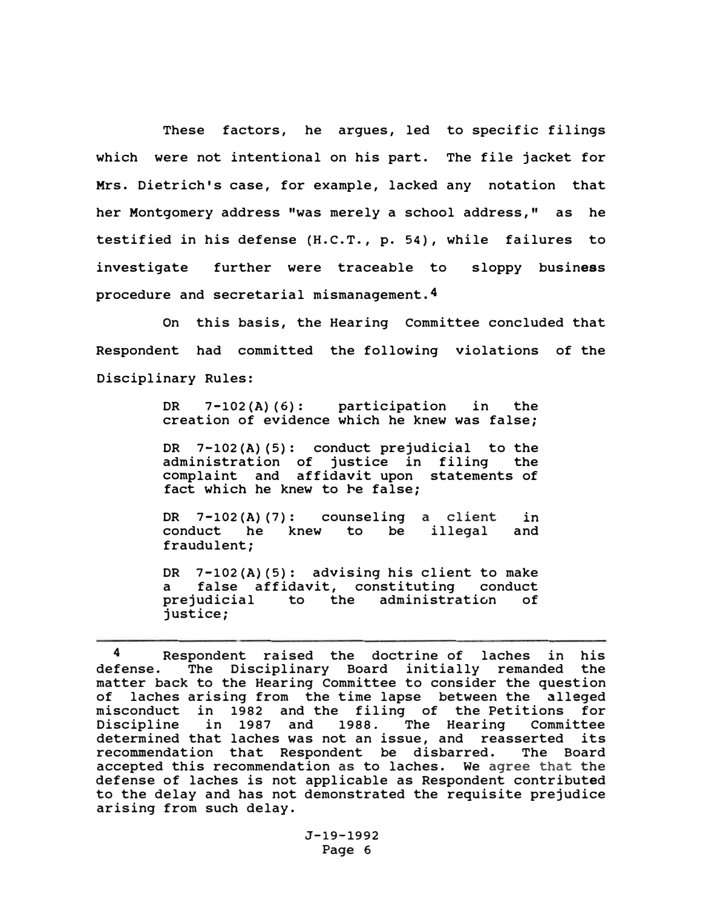These factors, he argues, led to specific filings which were not intentional on his part. The file jacket for Mrs. Dietrich's case, for example, lacked any notation that her Montgomery address "was merely a school address," as he testified in his defense (H.C.T., p. 54), while failures to investigate further were traceable to sloppy business procedure and secretarial mismanagement.[4]

On this basis, the Hearing Committee concluded that Respondent had committed the following violations of the Disciplinary Rules:

> DR 7-102(A)(6): participation in the creation of evidence which he knew was false;
>
> DR 7-102(A)(5): conduct prejudicial to the administration of justice in filing the complaint and affidavit upon statements of fact which he knew to be false;
>
> DR 7-102(A)(7): counseling a client in conduct he knew to be illegal and fraudulent;
>
> DR 7-102(A)(5): advising his client to make a false affidavit, constituting conduct prejudicial to the administration of justice;

---

[4] Respondent raised the doctrine of laches in his defense. The Disciplinary Board initially remanded the matter back to the Hearing Committee to consider the question of laches arising from the time lapse between the alleged misconduct in 1982 and the filing of the Petitions for Discipline in 1987 and 1988. The Hearing Committee determined that laches was not an issue, and reasserted its recommendation that Respondent be disbarred. The Board accepted this recommendation as to laches. We agree that the defense of laches is not applicable as Respondent contributed to the delay and has not demonstrated the requisite prejudice arising from such delay.

J-19-1992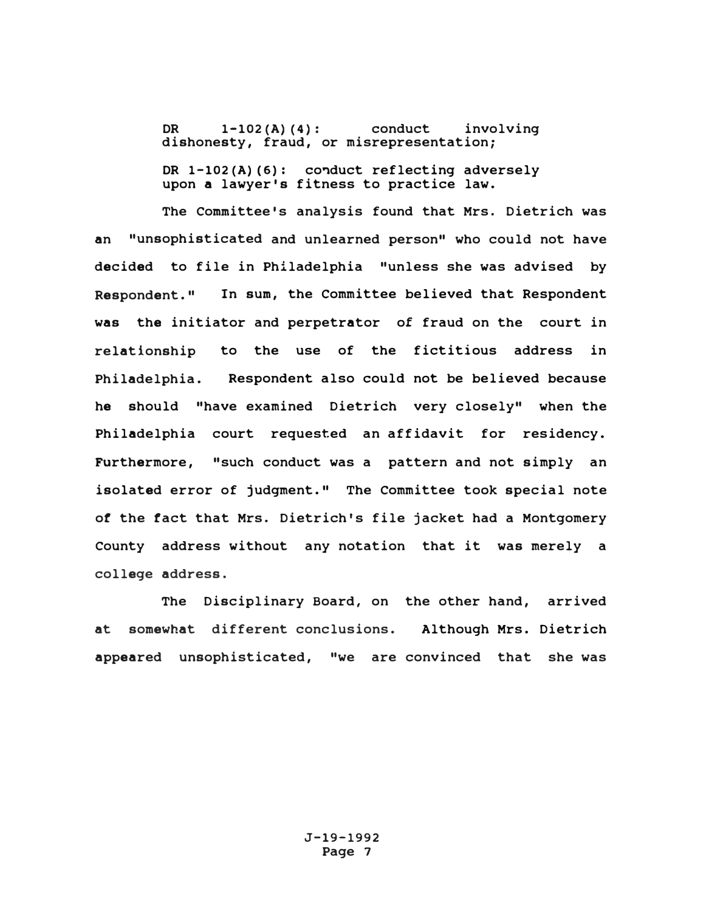DR 1-102(A)(4): conduct involving dishonesty, fraud, or misrepresentation;

DR 1-102(A)(6): conduct reflecting adversely upon a lawyer's fitness to practice law.

The Committee's analysis found that Mrs. Dietrich was an "unsophisticated and unlearned person" who could not have decided to file in Philadelphia "unless she was advised by Respondent." In sum, the Committee believed that Respondent was the initiator and perpetrator of fraud on the court in relationship to the use of the fictitious address in Philadelphia. Respondent also could not be believed because he should "have examined Dietrich very closely" when the Philadelphia court requested an affidavit for residency. Furthermore, "such conduct was a pattern and not simply an isolated error of judgment." The Committee took special note of the fact that Mrs. Dietrich's file jacket had a Montgomery County address without any notation that it was merely a college address.

The Disciplinary Board, on the other hand, arrived at somewhat different conclusions. Although Mrs. Dietrich appeared unsophisticated, "we are convinced that she was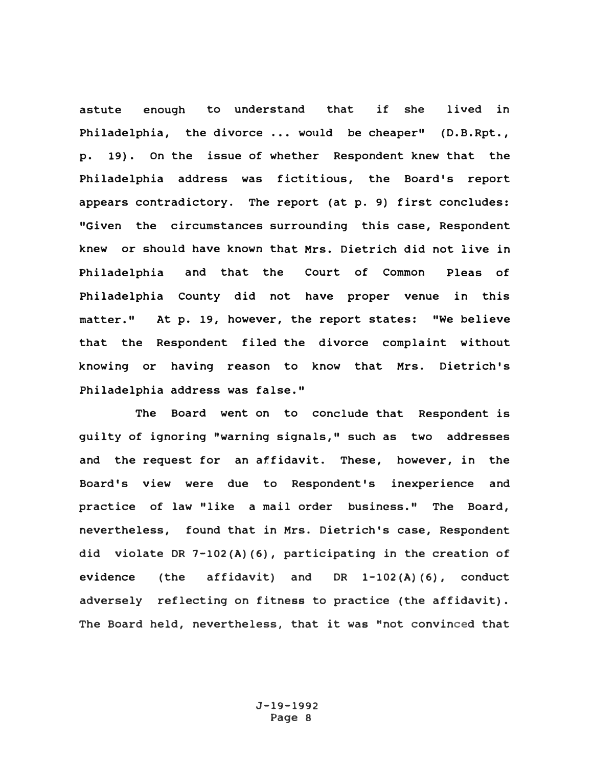astute enough to understand that if she lived in Philadelphia, the divorce ... would be cheaper" (D.B.Rpt., p. 19). On the issue of whether Respondent knew that the Philadelphia address was fictitious, the Board's report appears contradictory. The report (at p. 9) first concludes: "Given the circumstances surrounding this case, Respondent knew or should have known that Mrs. Dietrich did not live in Philadelphia and that the Court of Common Pleas of Philadelphia County did not have proper venue in this matter." At p. 19, however, the report states: "We believe that the Respondent filed the divorce complaint without knowing or having reason to know that Mrs. Dietrich's Philadelphia address was false."

The Board went on to conclude that Respondent is guilty of ignoring "warning signals," such as two addresses and the request for an affidavit. These, however, in the Board's view were due to Respondent's inexperience and practice of law "like a mail order business." The Board, nevertheless, found that in Mrs. Dietrich's case, Respondent did violate DR 7-102(A)(6), participating in the creation of evidence (the affidavit) and DR 1-102(A)(6), conduct adversely reflecting on fitness to practice (the affidavit). The Board held, nevertheless, that it was "not convinced that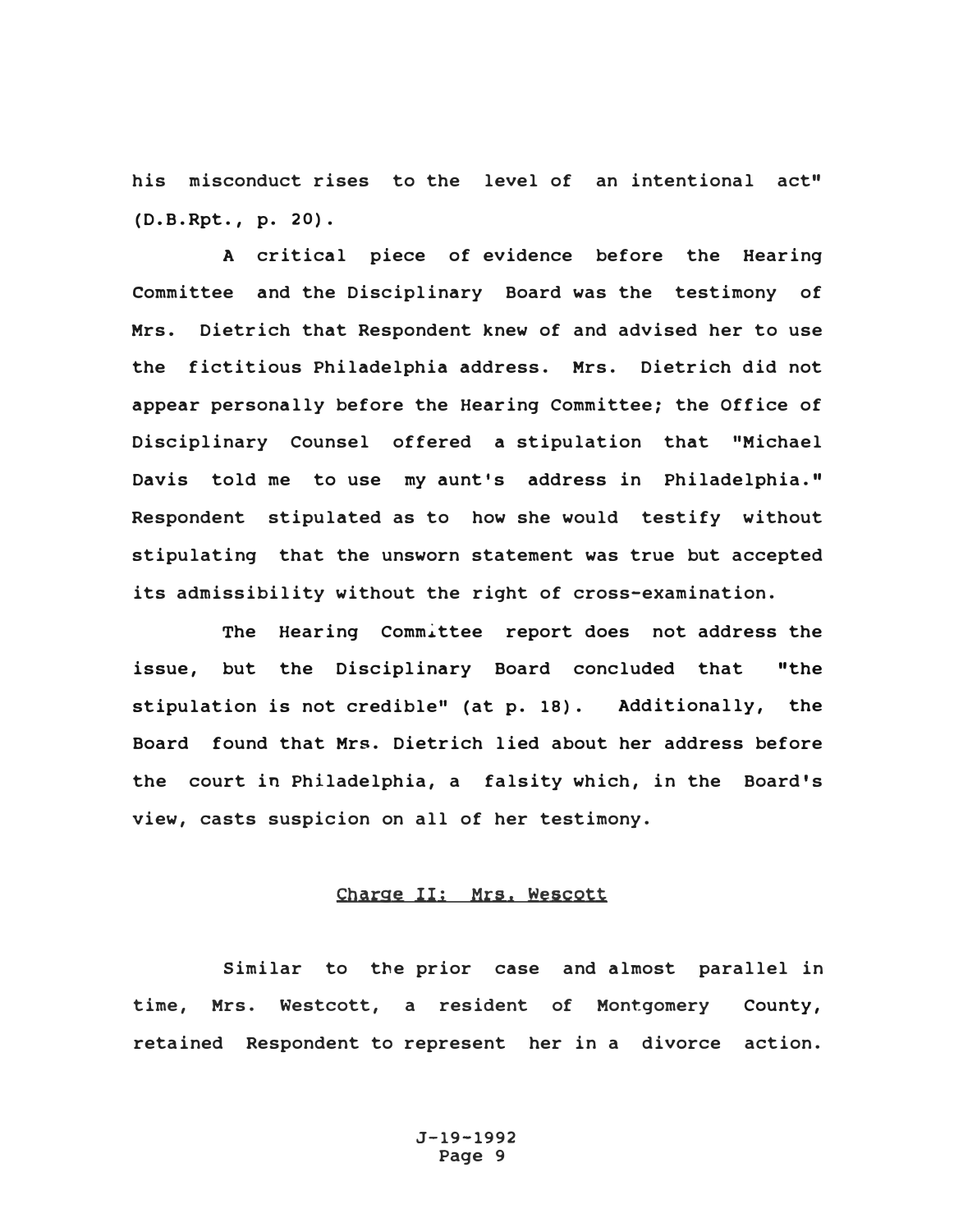his misconduct rises to the level of an intentional act" (D.B.Rpt., p. 20).

A critical piece of evidence before the Hearing Committee and the Disciplinary Board was the testimony of Mrs. Dietrich that Respondent knew of and advised her to use the fictitious Philadelphia address. Mrs. Dietrich did not appear personally before the Hearing Committee; the Office of Disciplinary Counsel offered a stipulation that "Michael Davis told me to use my aunt's address in Philadelphia." Respondent stipulated as to how she would testify without stipulating that the unsworn statement was true but accepted its admissibility without the right of cross-examination.

The Hearing Committee report does not address the issue, but the Disciplinary Board concluded that "the stipulation is not credible" (at p. 18). Additionally, the Board found that Mrs. Dietrich lied about her address before the court in Philadelphia, a falsity which, in the Board's view, casts suspicion on all of her testimony.

<u>Charge II: Mrs. Wescott</u>

Similar to the prior case and almost parallel in time, Mrs. Westcott, a resident of Montgomery County, retained Respondent to represent her in a divorce action.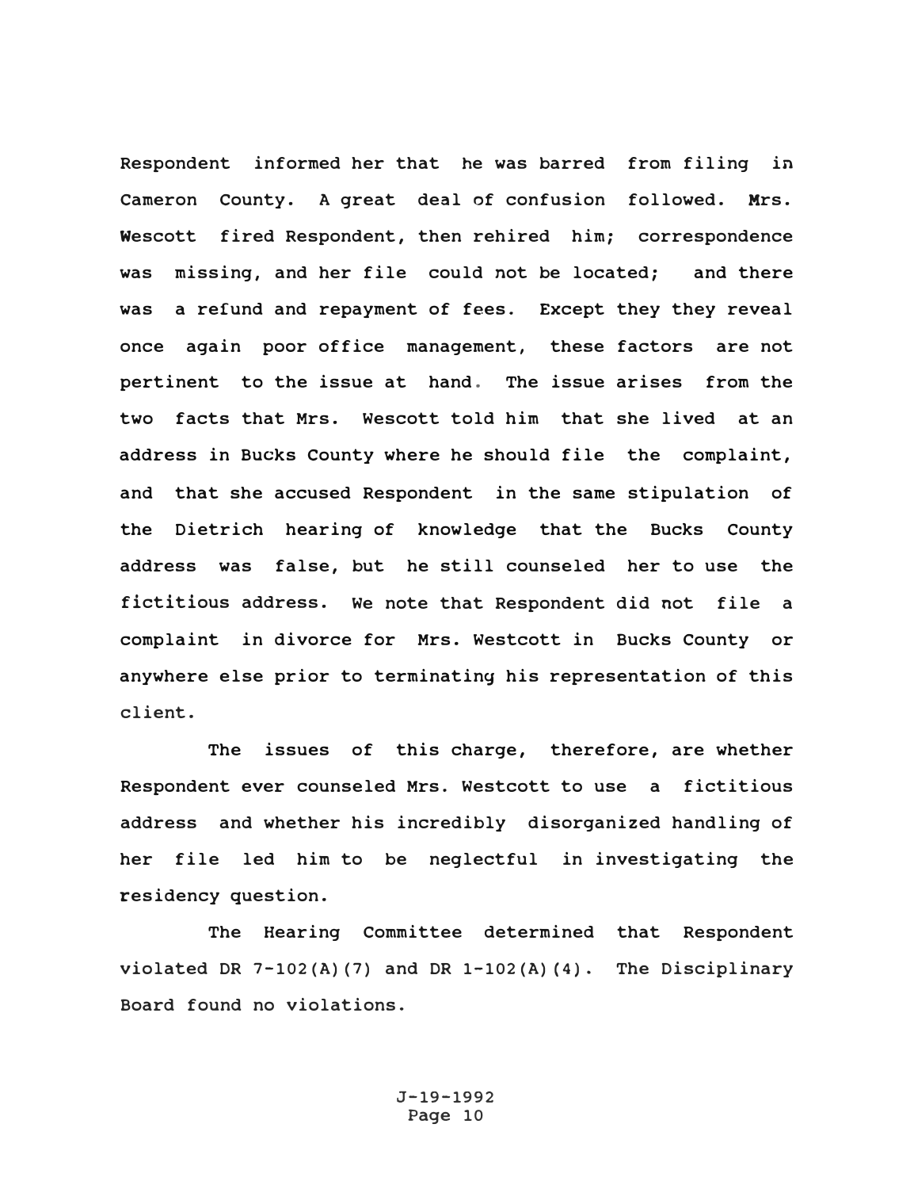Respondent informed her that he was barred from filing in Cameron County. A great deal of confusion followed. Mrs. Wescott fired Respondent, then rehired him; correspondence was missing, and her file could not be located; and there was a refund and repayment of fees. Except they they reveal once again poor office management, these factors are not pertinent to the issue at hand. The issue arises from the two facts that Mrs. Wescott told him that she lived at an address in Bucks County where he should file the complaint, and that she accused Respondent in the same stipulation of the Dietrich hearing of knowledge that the Bucks County address was false, but he still counseled her to use the fictitious address. We note that Respondent did not file a complaint in divorce for Mrs. Westcott in Bucks County or anywhere else prior to terminating his representation of this client.

The issues of this charge, therefore, are whether Respondent ever counseled Mrs. Westcott to use a fictitious address and whether his incredibly disorganized handling of her file led him to be neglectful in investigating the residency question.

The Hearing Committee determined that Respondent violated DR 7-102(A)(7) and DR 1-102(A)(4). The Disciplinary Board found no violations.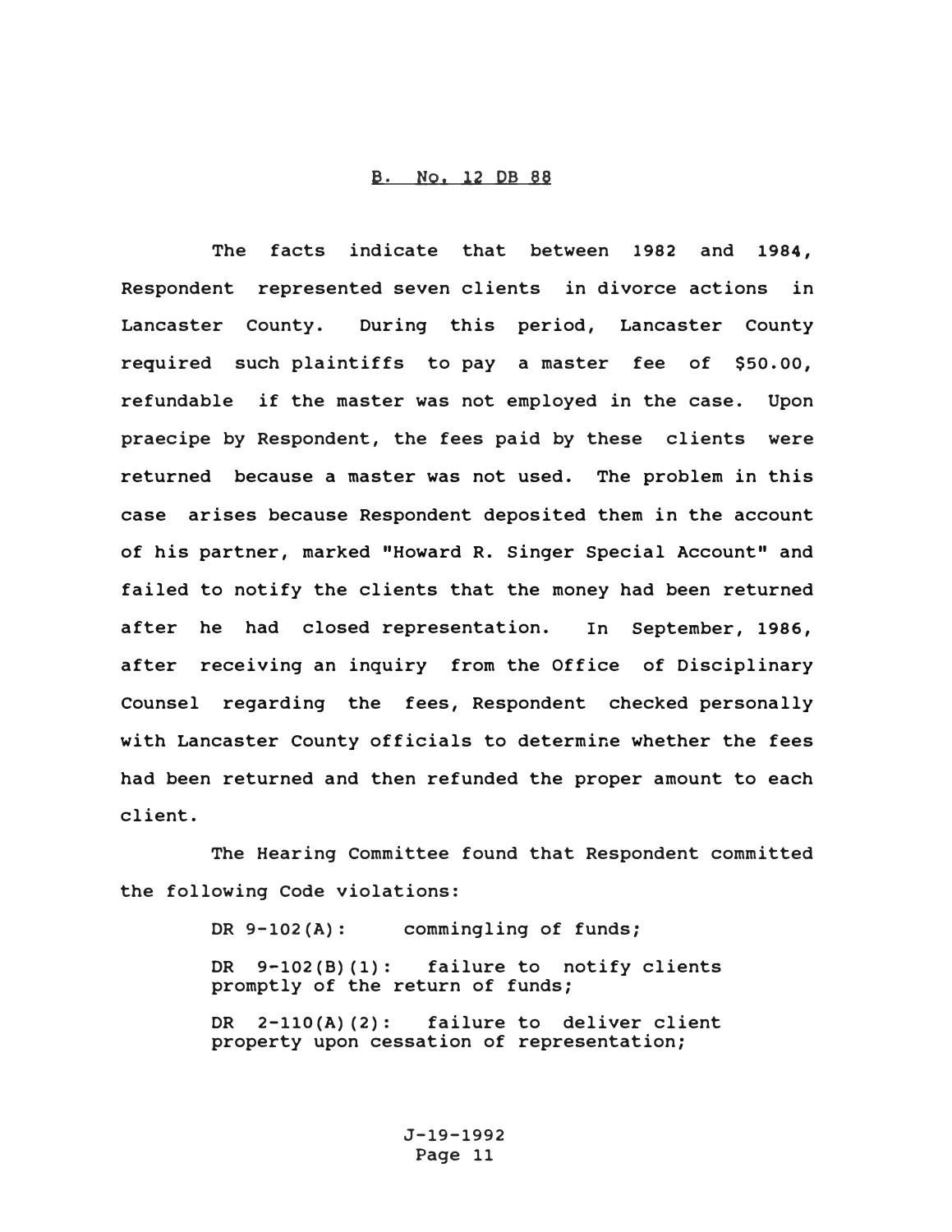## B. No. 12 DB 88

The facts indicate that between 1982 and 1984, Respondent represented seven clients in divorce actions in Lancaster County. During this period, Lancaster County required such plaintiffs to pay a master fee of $50.00, refundable if the master was not employed in the case. Upon praecipe by Respondent, the fees paid by these clients were returned because a master was not used. The problem in this case arises because Respondent deposited them in the account of his partner, marked "Howard R. Singer Special Account" and failed to notify the clients that the money had been returned after he had closed representation. In September, 1986, after receiving an inquiry from the Office of Disciplinary Counsel regarding the fees, Respondent checked personally with Lancaster County officials to determine whether the fees had been returned and then refunded the proper amount to each client.

The Hearing Committee found that Respondent committed the following Code violations:

DR 9-102(A): commingling of funds;

DR 9-102(B)(1): failure to notify clients promptly of the return of funds;

DR 2-110(A)(2): failure to deliver client property upon cessation of representation;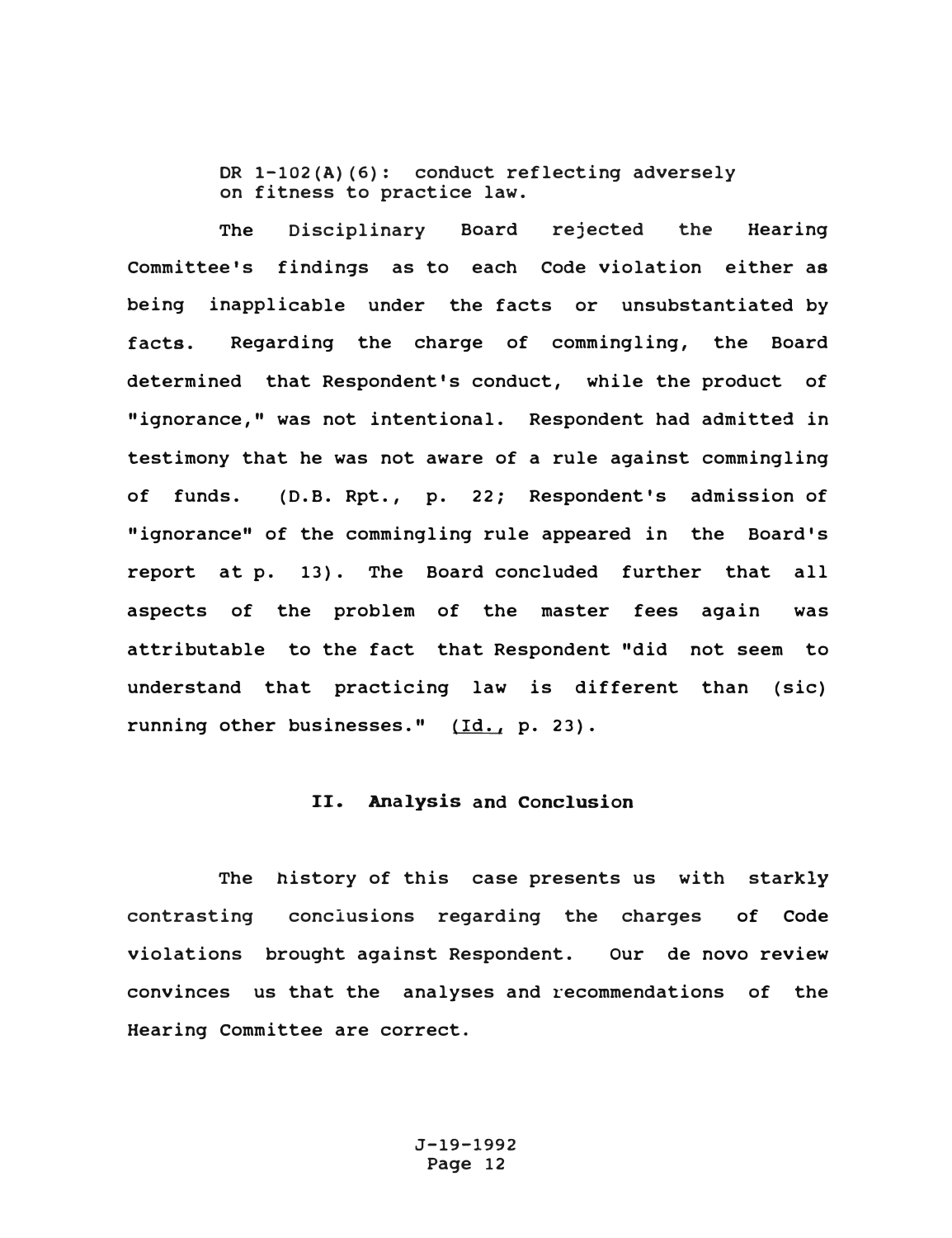DR 1-102(A)(6): conduct reflecting adversely on fitness to practice law.

The Disciplinary Board rejected the Hearing Committee's findings as to each Code violation either as being inapplicable under the facts or unsubstantiated by facts. Regarding the charge of commingling, the Board determined that Respondent's conduct, while the product of "ignorance," was not intentional. Respondent had admitted in testimony that he was not aware of a rule against commingling of funds. (D.B. Rpt., p. 22; Respondent's admission of "ignorance" of the commingling rule appeared in the Board's report at p. 13). The Board concluded further that all aspects of the problem of the master fees again was attributable to the fact that Respondent "did not seem to understand that practicing law is different than (sic) running other businesses." (Id., p. 23).

## II. Analysis and Conclusion

The history of this case presents us with starkly contrasting conclusions regarding the charges of Code violations brought against Respondent. Our de novo review convinces us that the analyses and recommendations of the Hearing Committee are correct.

J-19-1992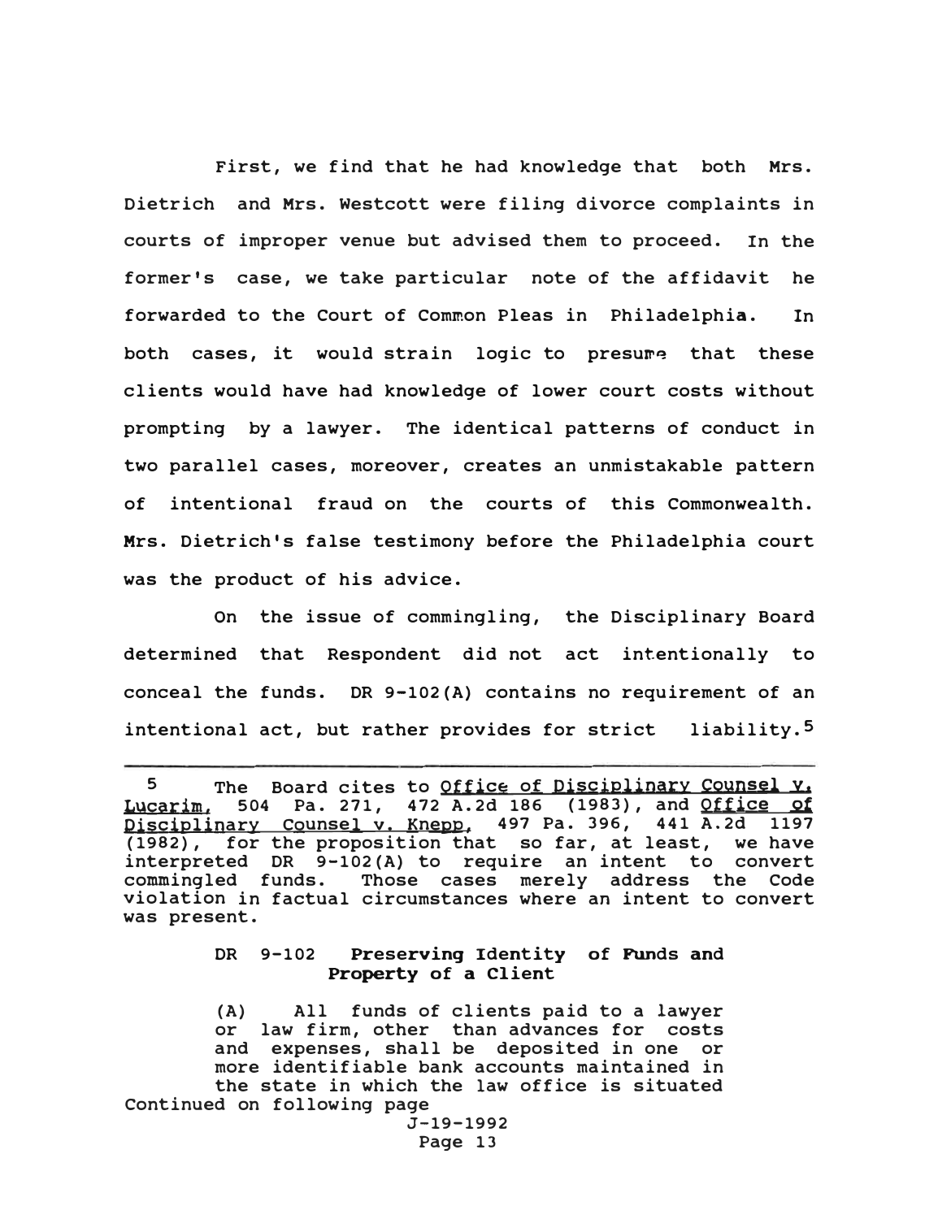First, we find that he had knowledge that both Mrs. Dietrich and Mrs. Westcott were filing divorce complaints in courts of improper venue but advised them to proceed. In the former's case, we take particular note of the affidavit he forwarded to the Court of Common Pleas in Philadelphia. In both cases, it would strain logic to presume that these clients would have had knowledge of lower court costs without prompting by a lawyer. The identical patterns of conduct in two parallel cases, moreover, creates an unmistakable pattern of intentional fraud on the courts of this Commonwealth. Mrs. Dietrich's false testimony before the Philadelphia court was the product of his advice.

On the issue of commingling, the Disciplinary Board determined that Respondent did not act intentionally to conceal the funds. DR 9-102(A) contains no requirement of an intentional act, but rather provides for strict liability.[5]

---

[5] The Board cites to Office of Disciplinary Counsel v. Lucarim, 504 Pa. 271, 472 A.2d 186 (1983), and Office of Disciplinary Counsel v. Knepp, 497 Pa. 396, 441 A.2d 1197 (1982), for the proposition that so far, at least, we have interpreted DR 9-102(A) to require an intent to convert commingled funds. Those cases merely address the Code violation in factual circumstances where an intent to convert was present.

> DR 9-102 **Preserving Identity of Funds and Property of a Client**
>
> (A) All funds of clients paid to a lawyer or law firm, other than advances for costs and expenses, shall be deposited in one or more identifiable bank accounts maintained in the state in which the law office is situated

Continued on following page

J-19-1992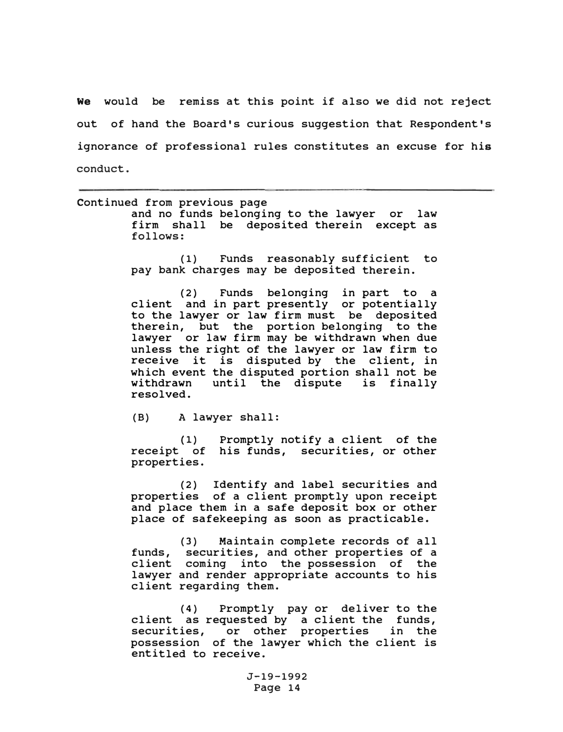We would be remiss at this point if also we did not reject out of hand the Board's curious suggestion that Respondent's ignorance of professional rules constitutes an excuse for his conduct.

---

Continued from previous page

and no funds belonging to the lawyer or law firm shall be deposited therein except as follows:

(1) Funds reasonably sufficient to pay bank charges may be deposited therein.

(2) Funds belonging in part to a client and in part presently or potentially to the lawyer or law firm must be deposited therein, but the portion belonging to the lawyer or law firm may be withdrawn when due unless the right of the lawyer or law firm to receive it is disputed by the client, in which event the disputed portion shall not be withdrawn until the dispute is finally resolved.

(B) A lawyer shall:

(1) Promptly notify a client of the receipt of his funds, securities, or other properties.

(2) Identify and label securities and properties of a client promptly upon receipt and place them in a safe deposit box or other place of safekeeping as soon as practicable.

(3) Maintain complete records of all funds, securities, and other properties of a client coming into the possession of the lawyer and render appropriate accounts to his client regarding them.

(4) Promptly pay or deliver to the client as requested by a client the funds, securities, or other properties in the possession of the lawyer which the client is entitled to receive.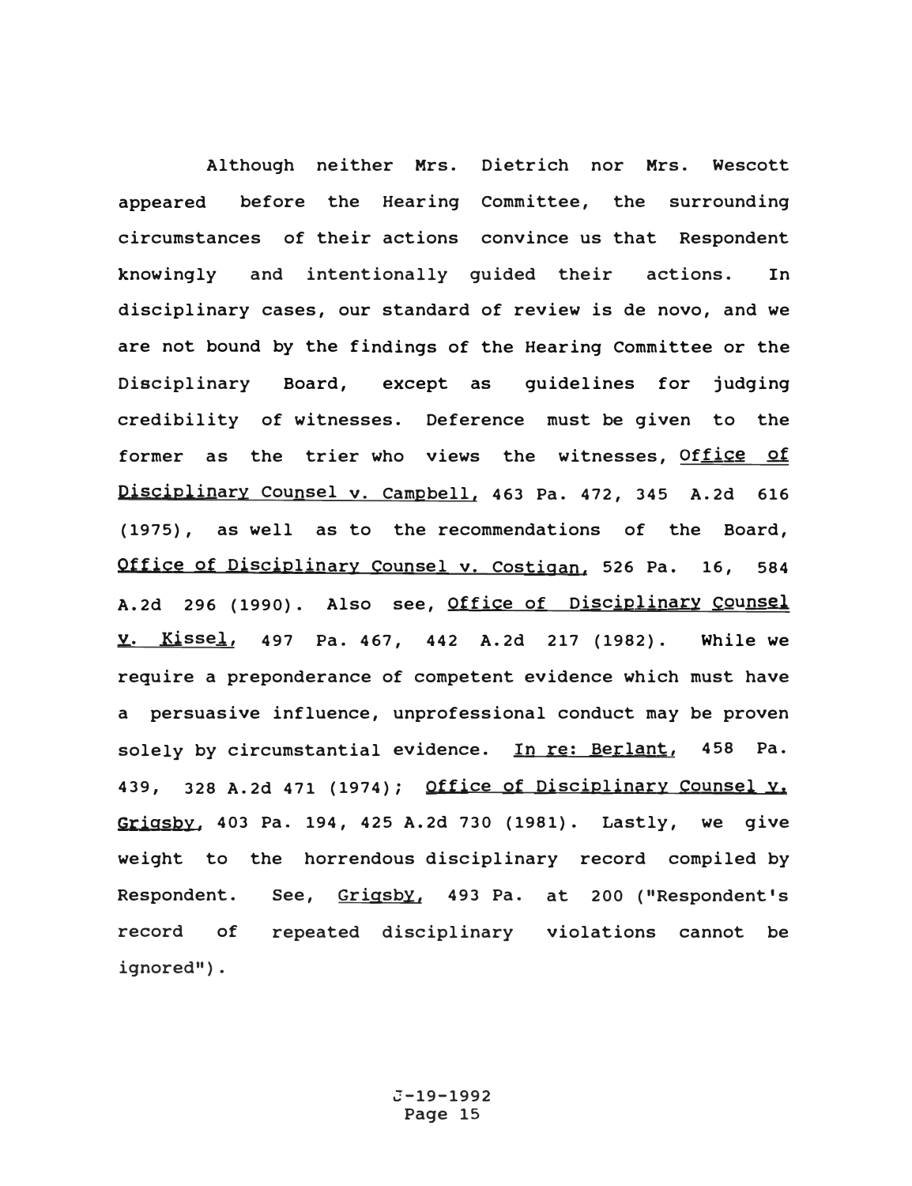Although neither Mrs. Dietrich nor Mrs. Wescott appeared before the Hearing Committee, the surrounding circumstances of their actions convince us that Respondent knowingly and intentionally guided their actions. In disciplinary cases, our standard of review is de novo, and we are not bound by the findings of the Hearing Committee or the Disciplinary Board, except as guidelines for judging credibility of witnesses. Deference must be given to the former as the trier who views the witnesses, Office of Disciplinary Counsel v. Campbell, 463 Pa. 472, 345 A.2d 616 (1975), as well as to the recommendations of the Board, Office of Disciplinary Counsel v. Costigan, 526 Pa. 16, 584 A.2d 296 (1990). Also see, Office of Disciplinary Counsel v. Kissel, 497 Pa. 467, 442 A.2d 217 (1982). While we require a preponderance of competent evidence which must have a persuasive influence, unprofessional conduct may be proven solely by circumstantial evidence. In re: Berlant, 458 Pa. 439, 328 A.2d 471 (1974); Office of Disciplinary Counsel v. Grigsby, 403 Pa. 194, 425 A.2d 730 (1981). Lastly, we give weight to the horrendous disciplinary record compiled by Respondent. See, Grigsby, 493 Pa. at 200 ("Respondent's record of repeated disciplinary violations cannot be ignored").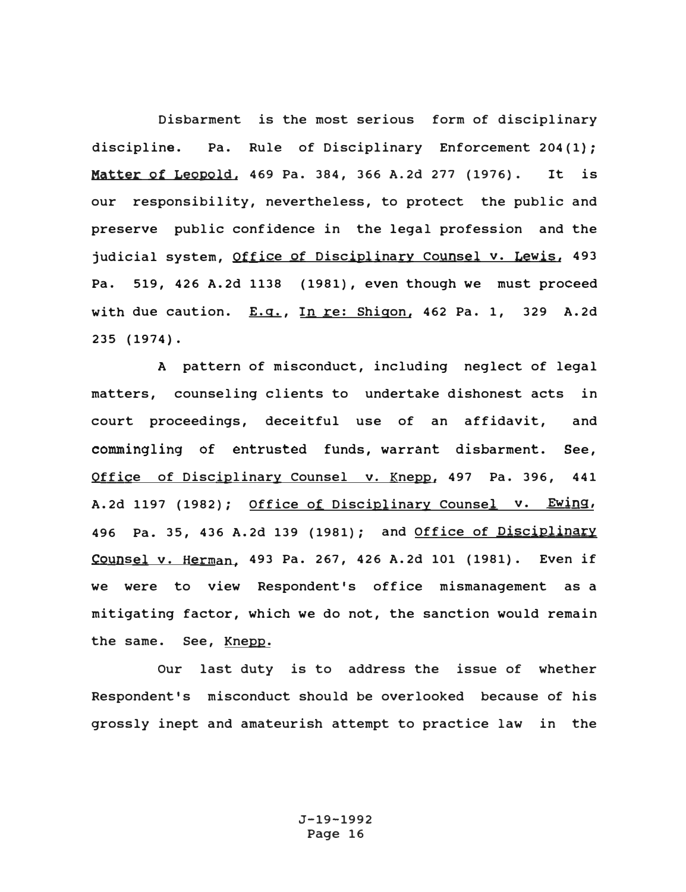Disbarment is the most serious form of disciplinary discipline. Pa. Rule of Disciplinary Enforcement 204(1); Matter of Leopold, 469 Pa. 384, 366 A.2d 277 (1976). It is our responsibility, nevertheless, to protect the public and preserve public confidence in the legal profession and the judicial system, Office of Disciplinary Counsel v. Lewis, 493 Pa. 519, 426 A.2d 1138 (1981), even though we must proceed with due caution. E.g., In re: Shigon, 462 Pa. 1, 329 A.2d 235 (1974).

A pattern of misconduct, including neglect of legal matters, counseling clients to undertake dishonest acts in court proceedings, deceitful use of an affidavit, and commingling of entrusted funds, warrant disbarment. See, Office of Disciplinary Counsel v. Knepp, 497 Pa. 396, 441 A.2d 1197 (1982); Office of Disciplinary Counsel v. Ewing, 496 Pa. 35, 436 A.2d 139 (1981); and Office of Disciplinary Counsel v. Herman, 493 Pa. 267, 426 A.2d 101 (1981). Even if we were to view Respondent's office mismanagement as a mitigating factor, which we do not, the sanction would remain the same. See, Knepp.

Our last duty is to address the issue of whether Respondent's misconduct should be overlooked because of his grossly inept and amateurish attempt to practice law in the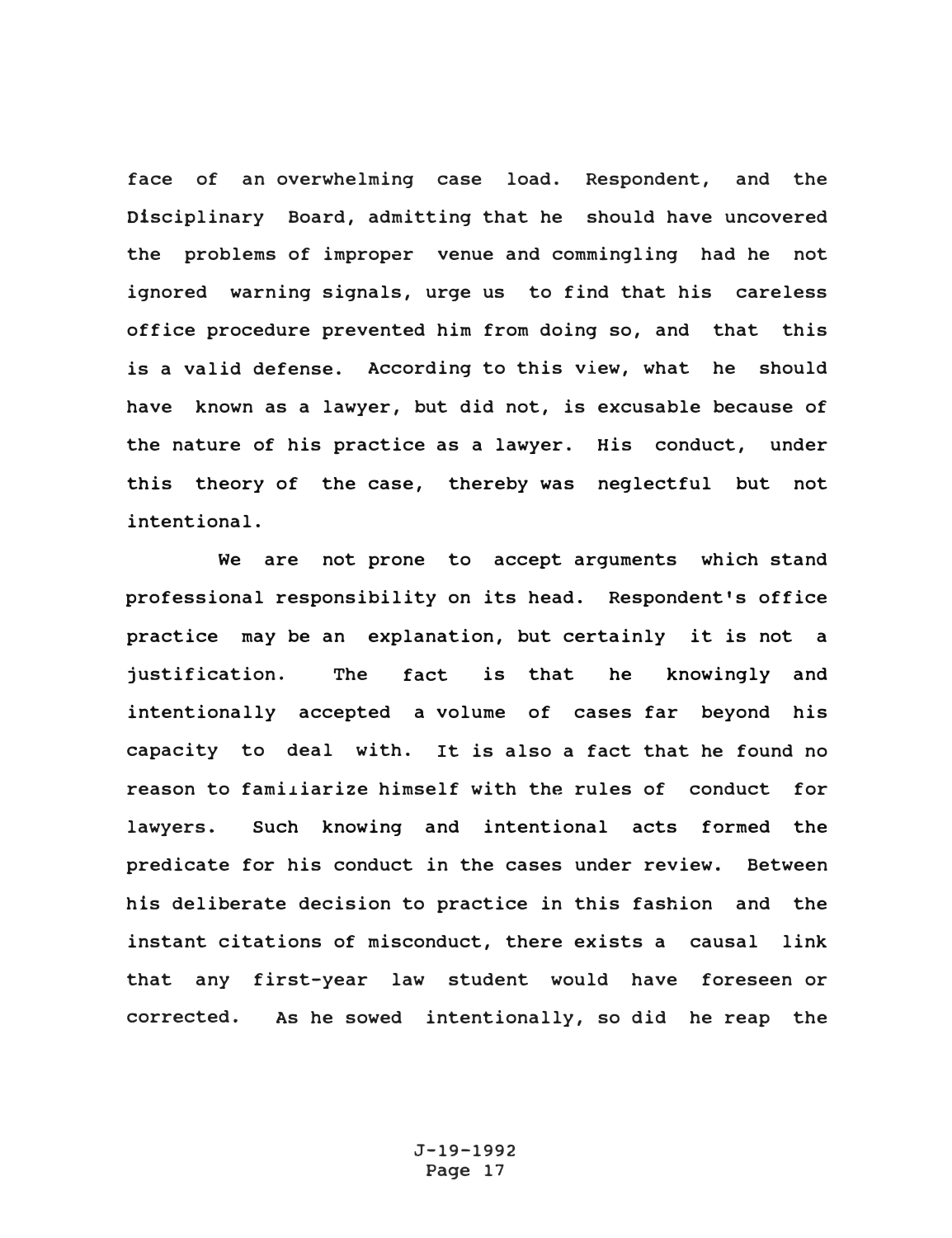face of an overwhelming case load. Respondent, and the Disciplinary Board, admitting that he should have uncovered the problems of improper venue and commingling had he not ignored warning signals, urge us to find that his careless office procedure prevented him from doing so, and that this is a valid defense. According to this view, what he should have known as a lawyer, but did not, is excusable because of the nature of his practice as a lawyer. His conduct, under this theory of the case, thereby was neglectful but not intentional.

We are not prone to accept arguments which stand professional responsibility on its head. Respondent's office practice may be an explanation, but certainly it is not a justification. The fact is that he knowingly and intentionally accepted a volume of cases far beyond his capacity to deal with. It is also a fact that he found no reason to familiarize himself with the rules of conduct for lawyers. Such knowing and intentional acts formed the predicate for his conduct in the cases under review. Between his deliberate decision to practice in this fashion and the instant citations of misconduct, there exists a causal link that any first-year law student would have foreseen or corrected. As he sowed intentionally, so did he reap the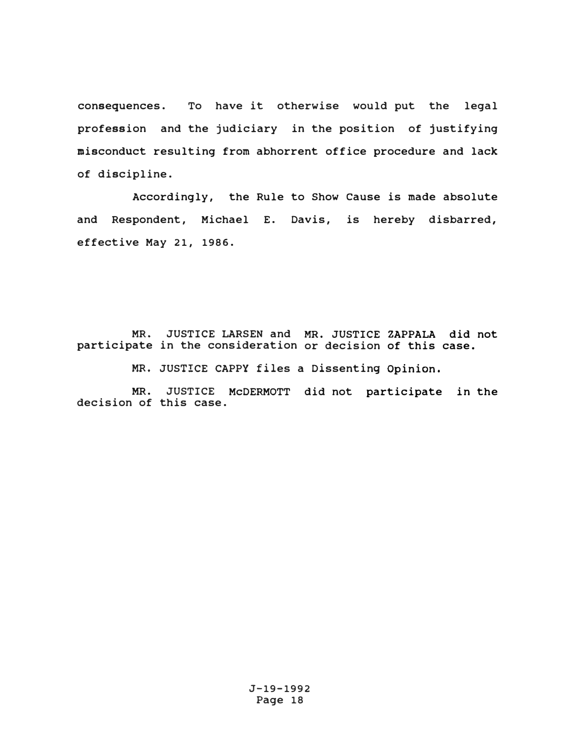consequences. To have it otherwise would put the legal profession and the judiciary in the position of justifying misconduct resulting from abhorrent office procedure and lack of discipline.

Accordingly, the Rule to Show Cause is made absolute and Respondent, Michael E. Davis, is hereby disbarred, effective May 21, 1986.

MR. JUSTICE LARSEN and MR. JUSTICE ZAPPALA did not participate in the consideration or decision of this case.

MR. JUSTICE CAPPY files a Dissenting Opinion.

MR. JUSTICE McDERMOTT did not participate in the decision of this case.

J-19-1992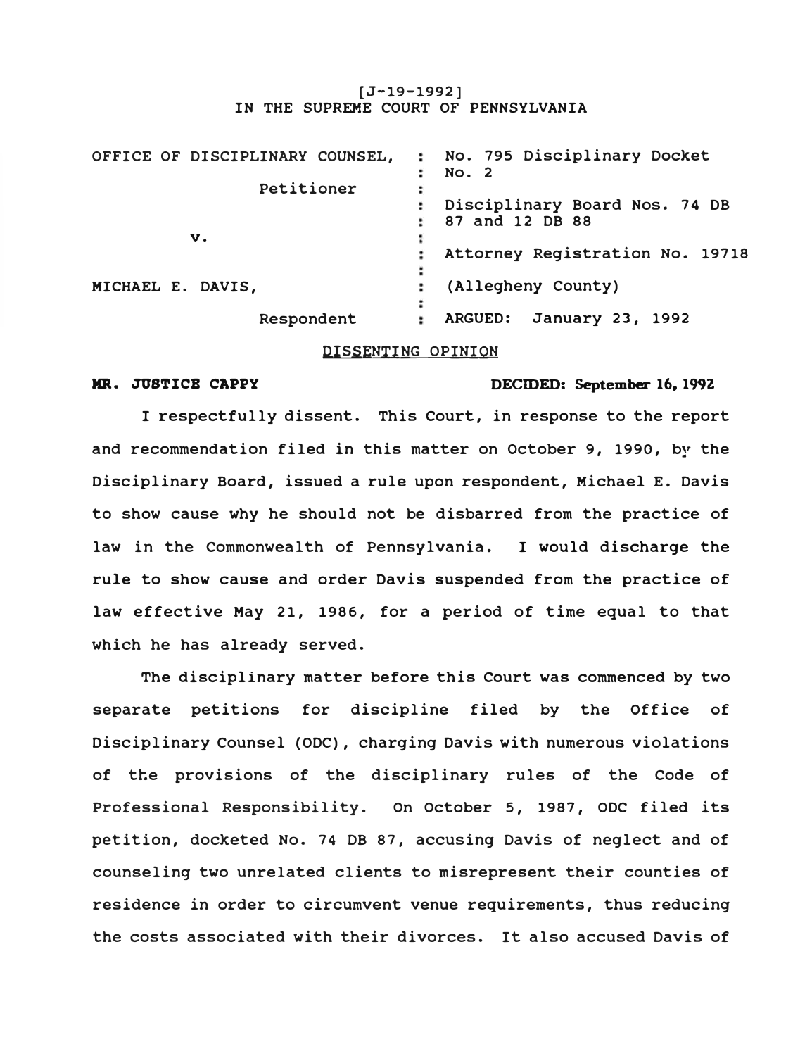[J-19-1992]
IN THE SUPREME COURT OF PENNSYLVANIA

| | |
|---|---|
| OFFICE OF DISCIPLINARY COUNSEL, Petitioner | No. 795 Disciplinary Docket No. 2 |
| | Disciplinary Board Nos. 74 DB 87 and 12 DB 88 |
| v. | Attorney Registration No. 19718 |
| MICHAEL E. DAVIS, | (Allegheny County) |
| Respondent | ARGUED: January 23, 1992 |

DISSENTING OPINION

**MR. JUSTICE CAPPY** **DECIDED: September 16, 1992**

I respectfully dissent. This Court, in response to the report and recommendation filed in this matter on October 9, 1990, by the Disciplinary Board, issued a rule upon respondent, Michael E. Davis to show cause why he should not be disbarred from the practice of law in the Commonwealth of Pennsylvania. I would discharge the rule to show cause and order Davis suspended from the practice of law effective May 21, 1986, for a period of time equal to that which he has already served.

The disciplinary matter before this Court was commenced by two separate petitions for discipline filed by the Office of Disciplinary Counsel (ODC), charging Davis with numerous violations of the provisions of the disciplinary rules of the Code of Professional Responsibility. On October 5, 1987, ODC filed its petition, docketed No. 74 DB 87, accusing Davis of neglect and of counseling two unrelated clients to misrepresent their counties of residence in order to circumvent venue requirements, thus reducing the costs associated with their divorces. It also accused Davis of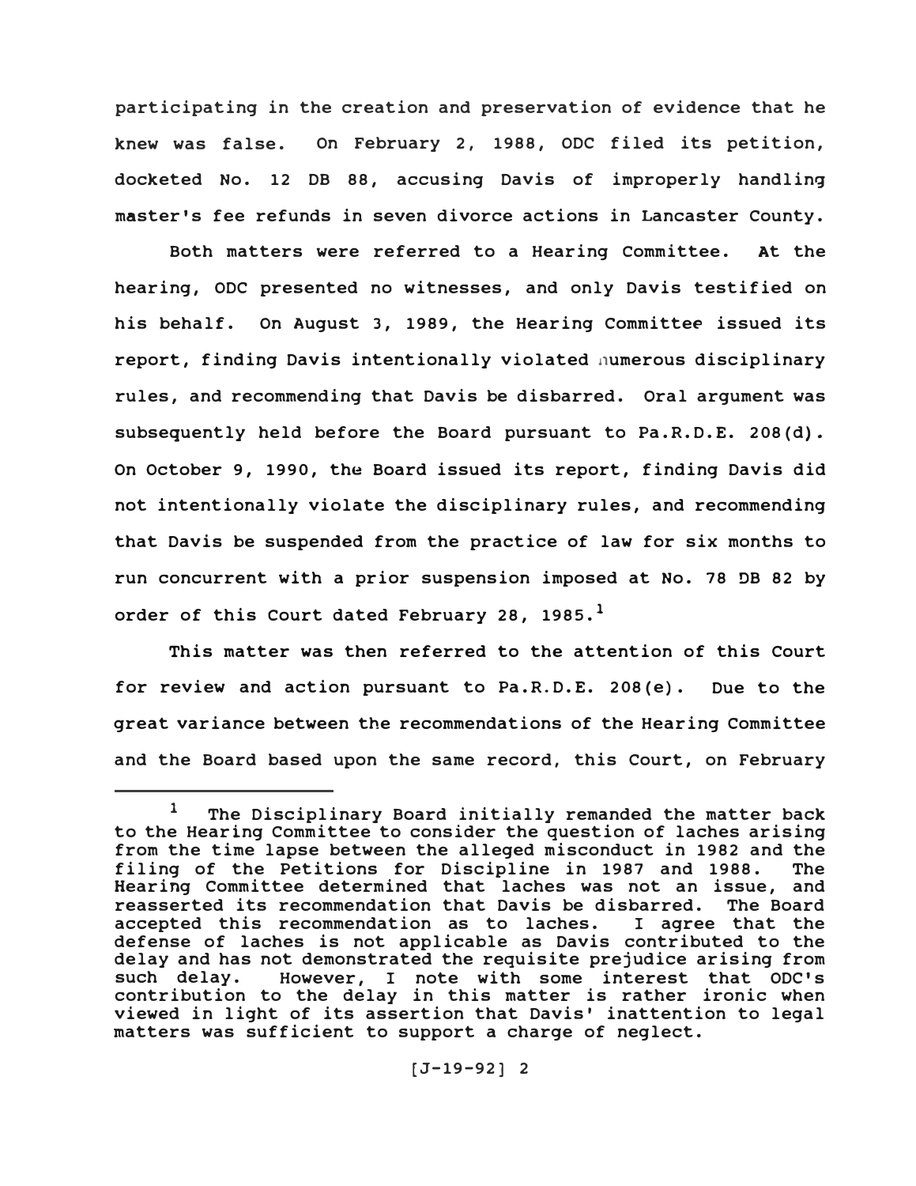participating in the creation and preservation of evidence that he knew was false. On February 2, 1988, ODC filed its petition, docketed No. 12 DB 88, accusing Davis of improperly handling master's fee refunds in seven divorce actions in Lancaster County.

Both matters were referred to a Hearing Committee. At the hearing, ODC presented no witnesses, and only Davis testified on his behalf. On August 3, 1989, the Hearing Committee issued its report, finding Davis intentionally violated numerous disciplinary rules, and recommending that Davis be disbarred. Oral argument was subsequently held before the Board pursuant to Pa.R.D.E. 208(d). On October 9, 1990, the Board issued its report, finding Davis did not intentionally violate the disciplinary rules, and recommending that Davis be suspended from the practice of law for six months to run concurrent with a prior suspension imposed at No. 78 DB 82 by order of this Court dated February 28, 1985.[1]

This matter was then referred to the attention of this Court for review and action pursuant to Pa.R.D.E. 208(e). Due to the great variance between the recommendations of the Hearing Committee and the Board based upon the same record, this Court, on February

---

[1] The Disciplinary Board initially remanded the matter back to the Hearing Committee to consider the question of laches arising from the time lapse between the alleged misconduct in 1982 and the filing of the Petitions for Discipline in 1987 and 1988. The Hearing Committee determined that laches was not an issue, and reasserted its recommendation that Davis be disbarred. The Board accepted this recommendation as to laches. I agree that the defense of laches is not applicable as Davis contributed to the delay and has not demonstrated the requisite prejudice arising from such delay. However, I note with some interest that ODC's contribution to the delay in this matter is rather ironic when viewed in light of its assertion that Davis' inattention to legal matters was sufficient to support a charge of neglect.

[J-19-92] 2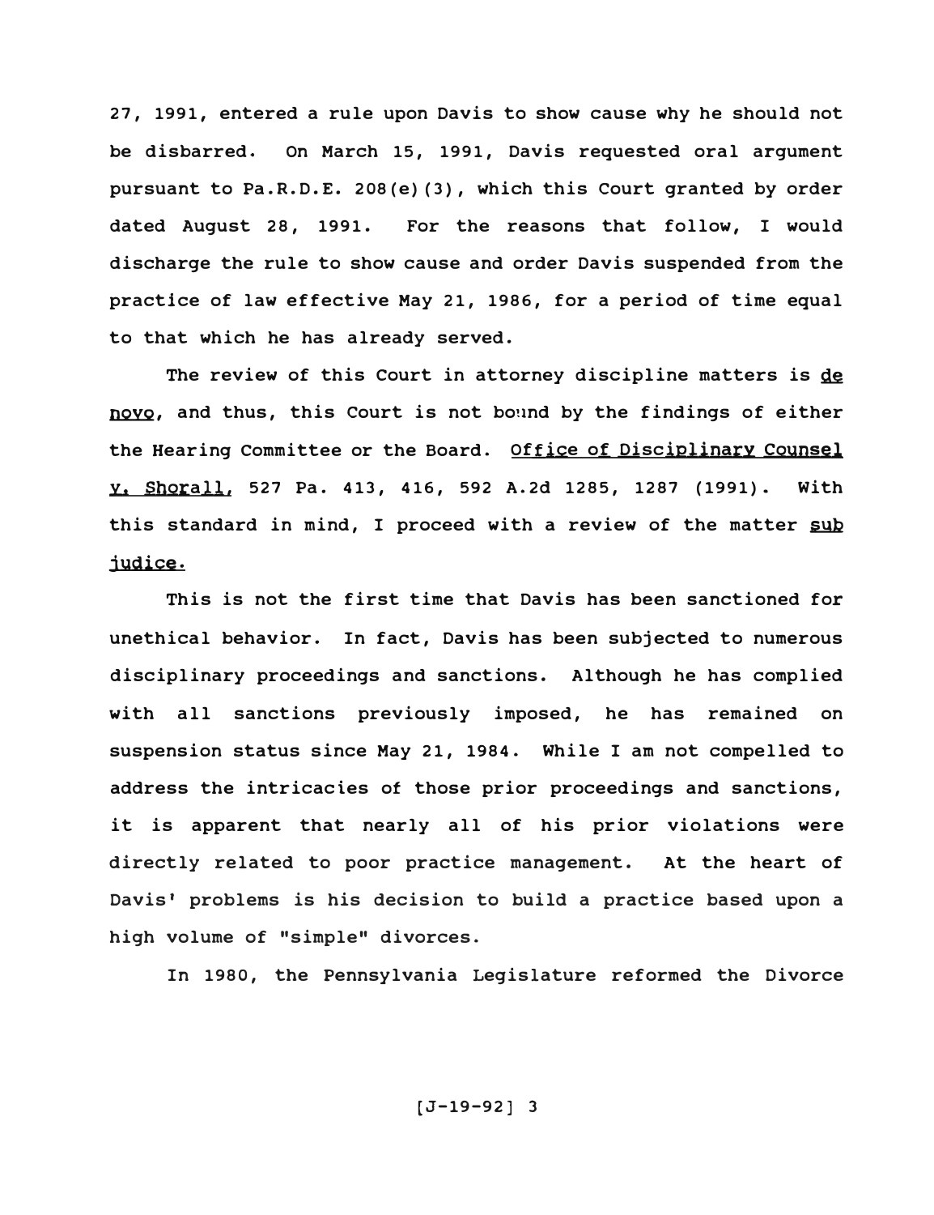27, 1991, entered a rule upon Davis to show cause why he should not be disbarred. On March 15, 1991, Davis requested oral argument pursuant to Pa.R.D.E. 208(e)(3), which this Court granted by order dated August 28, 1991. For the reasons that follow, I would discharge the rule to show cause and order Davis suspended from the practice of law effective May 21, 1986, for a period of time equal to that which he has already served.

The review of this Court in attorney discipline matters is *de novo*, and thus, this Court is not bound by the findings of either the Hearing Committee or the Board. *Office of Disciplinary Counsel v. Shorall*, 527 Pa. 413, 416, 592 A.2d 1285, 1287 (1991). With this standard in mind, I proceed with a review of the matter *sub judice*.

This is not the first time that Davis has been sanctioned for unethical behavior. In fact, Davis has been subjected to numerous disciplinary proceedings and sanctions. Although he has complied with all sanctions previously imposed, he has remained on suspension status since May 21, 1984. While I am not compelled to address the intricacies of those prior proceedings and sanctions, it is apparent that nearly all of his prior violations were directly related to poor practice management. At the heart of Davis' problems is his decision to build a practice based upon a high volume of "simple" divorces.

In 1980, the Pennsylvania Legislature reformed the Divorce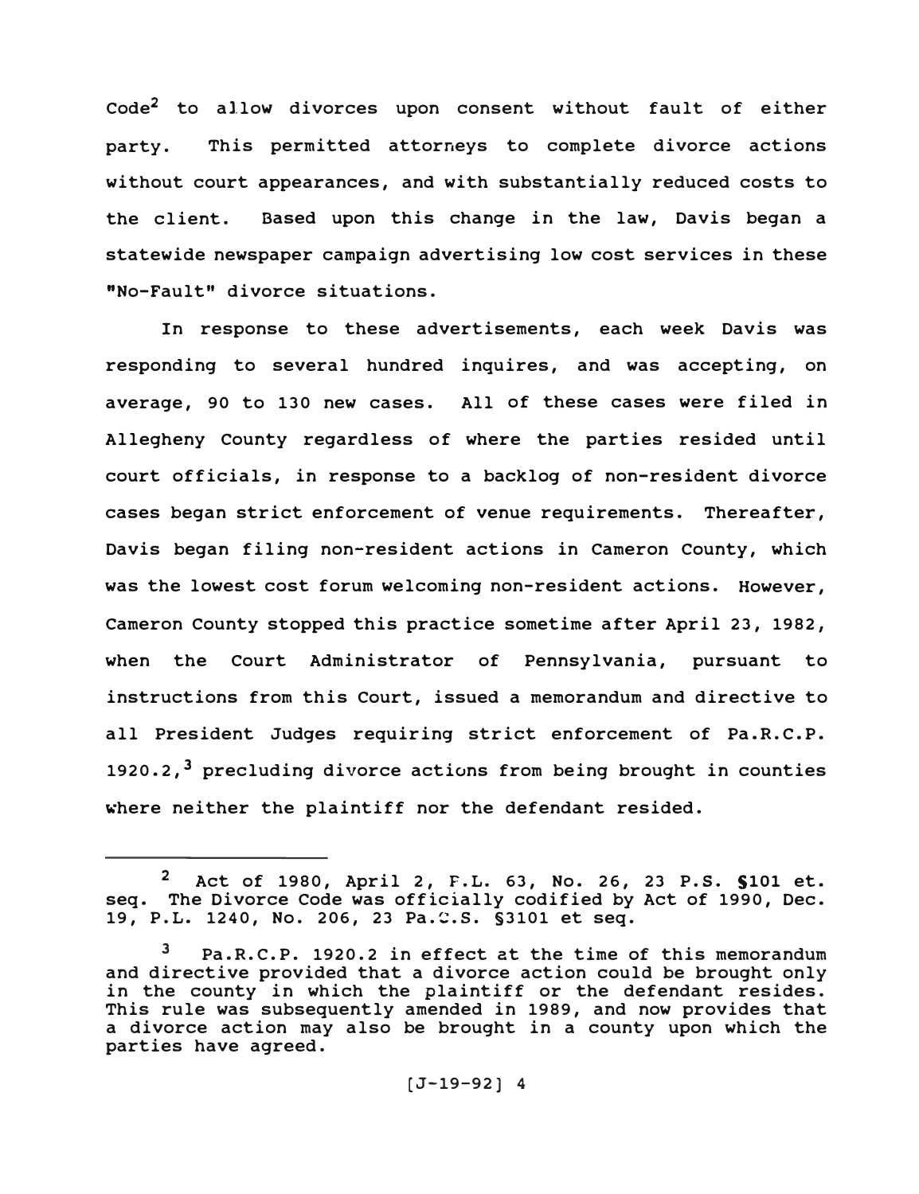Code[2] to allow divorces upon consent without fault of either party. This permitted attorneys to complete divorce actions without court appearances, and with substantially reduced costs to the client. Based upon this change in the law, Davis began a statewide newspaper campaign advertising low cost services in these "No-Fault" divorce situations.

In response to these advertisements, each week Davis was responding to several hundred inquires, and was accepting, on average, 90 to 130 new cases. All of these cases were filed in Allegheny County regardless of where the parties resided until court officials, in response to a backlog of non-resident divorce cases began strict enforcement of venue requirements. Thereafter, Davis began filing non-resident actions in Cameron County, which was the lowest cost forum welcoming non-resident actions. However, Cameron County stopped this practice sometime after April 23, 1982, when the Court Administrator of Pennsylvania, pursuant to instructions from this Court, issued a memorandum and directive to all President Judges requiring strict enforcement of Pa.R.C.P. 1920.2,[3] precluding divorce actions from being brought in counties where neither the plaintiff nor the defendant resided.

---

[2] Act of 1980, April 2, P.L. 63, No. 26, 23 P.S. §101 et. seq. The Divorce Code was officially codified by Act of 1990, Dec. 19, P.L. 1240, No. 206, 23 Pa.C.S. §3101 et seq.

[3] Pa.R.C.P. 1920.2 in effect at the time of this memorandum and directive provided that a divorce action could be brought only in the county in which the plaintiff or the defendant resides. This rule was subsequently amended in 1989, and now provides that a divorce action may also be brought in a county upon which the parties have agreed.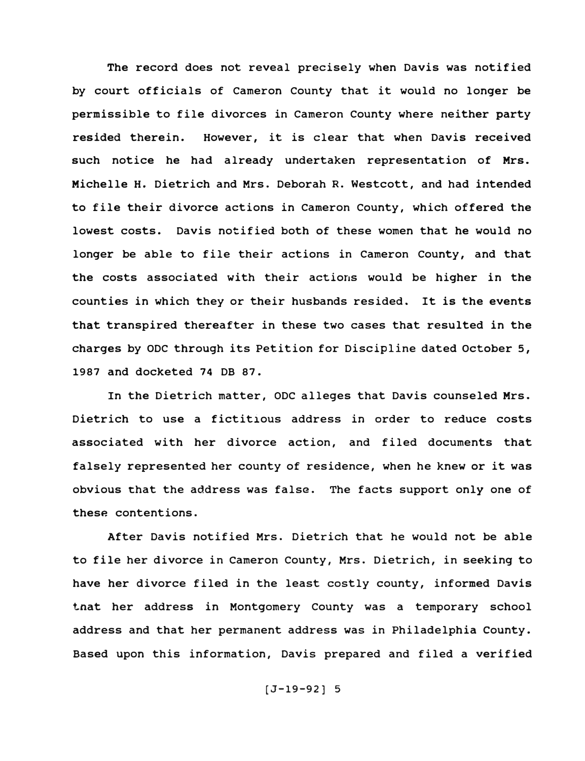The record does not reveal precisely when Davis was notified by court officials of Cameron County that it would no longer be permissible to file divorces in Cameron County where neither party resided therein. However, it is clear that when Davis received such notice he had already undertaken representation of Mrs. Michelle H. Dietrich and Mrs. Deborah R. Westcott, and had intended to file their divorce actions in Cameron County, which offered the lowest costs. Davis notified both of these women that he would no longer be able to file their actions in Cameron County, and that the costs associated with their actions would be higher in the counties in which they or their husbands resided. It is the events that transpired thereafter in these two cases that resulted in the charges by ODC through its Petition for Discipline dated October 5, 1987 and docketed 74 DB 87.

In the Dietrich matter, ODC alleges that Davis counseled Mrs. Dietrich to use a fictitious address in order to reduce costs associated with her divorce action, and filed documents that falsely represented her county of residence, when he knew or it was obvious that the address was false. The facts support only one of these contentions.

After Davis notified Mrs. Dietrich that he would not be able to file her divorce in Cameron County, Mrs. Dietrich, in seeking to have her divorce filed in the least costly county, informed Davis that her address in Montgomery County was a temporary school address and that her permanent address was in Philadelphia County. Based upon this information, Davis prepared and filed a verified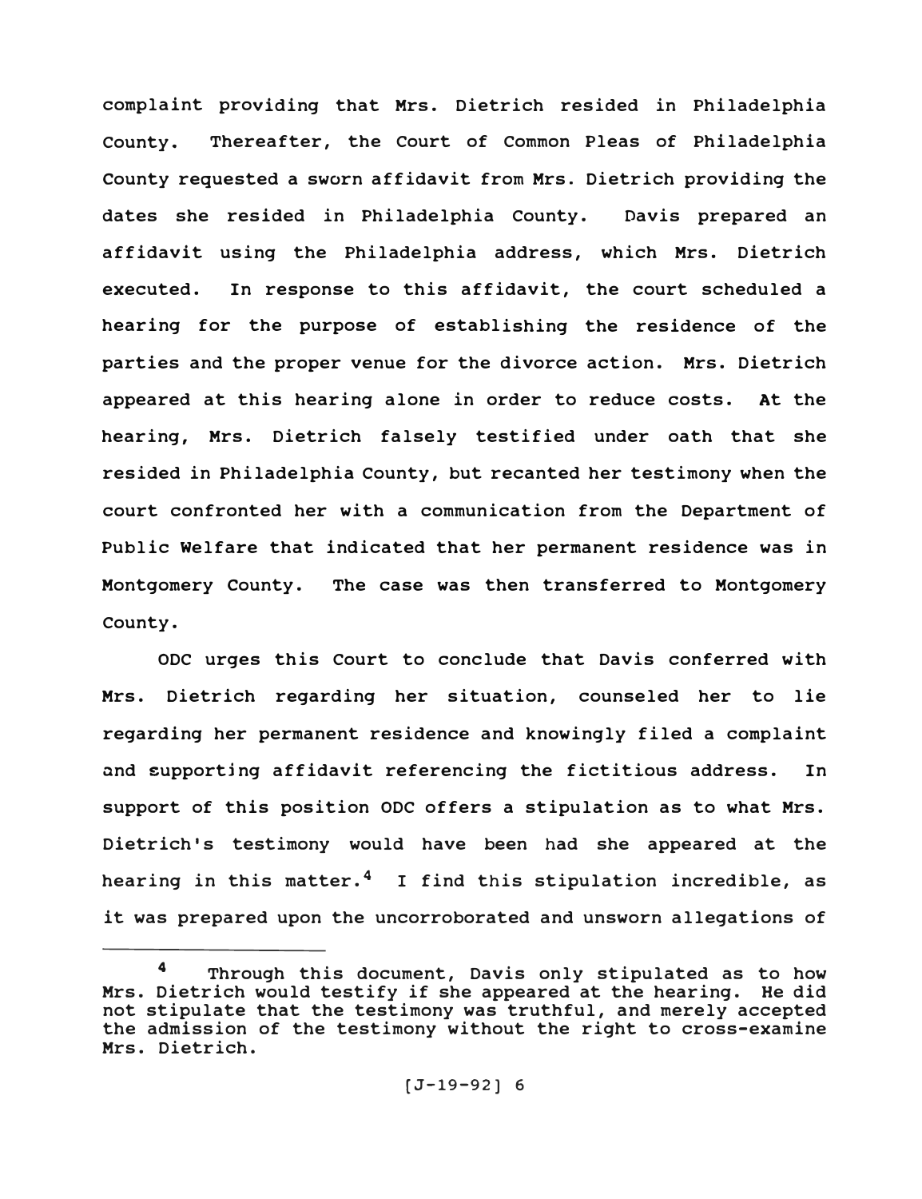complaint providing that Mrs. Dietrich resided in Philadelphia County. Thereafter, the Court of Common Pleas of Philadelphia County requested a sworn affidavit from Mrs. Dietrich providing the dates she resided in Philadelphia County. Davis prepared an affidavit using the Philadelphia address, which Mrs. Dietrich executed. In response to this affidavit, the court scheduled a hearing for the purpose of establishing the residence of the parties and the proper venue for the divorce action. Mrs. Dietrich appeared at this hearing alone in order to reduce costs. At the hearing, Mrs. Dietrich falsely testified under oath that she resided in Philadelphia County, but recanted her testimony when the court confronted her with a communication from the Department of Public Welfare that indicated that her permanent residence was in Montgomery County. The case was then transferred to Montgomery County.

ODC urges this Court to conclude that Davis conferred with Mrs. Dietrich regarding her situation, counseled her to lie regarding her permanent residence and knowingly filed a complaint and supporting affidavit referencing the fictitious address. In support of this position ODC offers a stipulation as to what Mrs. Dietrich's testimony would have been had she appeared at the hearing in this matter.[4] I find this stipulation incredible, as it was prepared upon the uncorroborated and unsworn allegations of

[4] Through this document, Davis only stipulated as to how Mrs. Dietrich would testify if she appeared at the hearing. He did not stipulate that the testimony was truthful, and merely accepted the admission of the testimony without the right to cross-examine Mrs. Dietrich.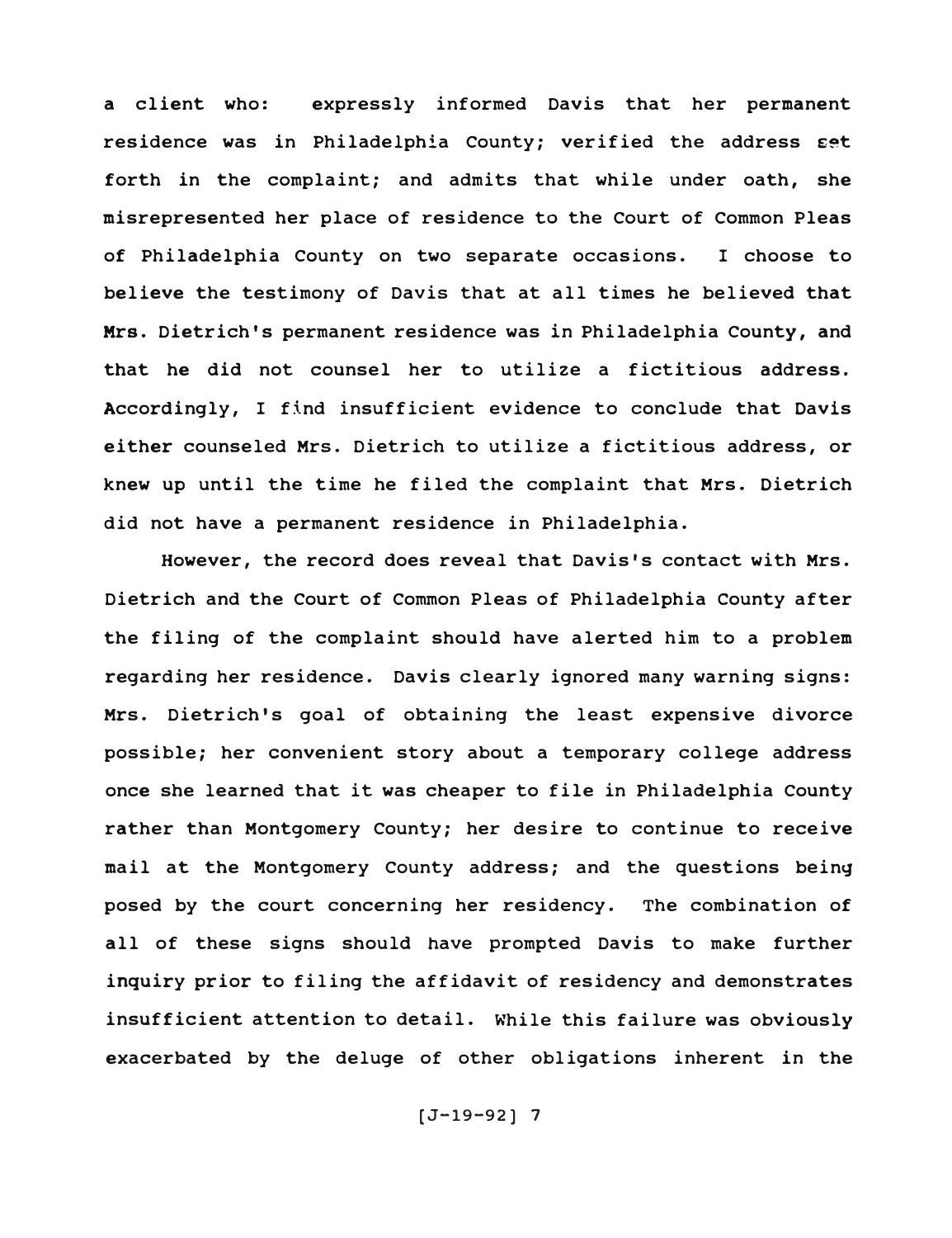a client who: expressly informed Davis that her permanent residence was in Philadelphia County; verified the address set forth in the complaint; and admits that while under oath, she misrepresented her place of residence to the Court of Common Pleas of Philadelphia County on two separate occasions. I choose to believe the testimony of Davis that at all times he believed that Mrs. Dietrich's permanent residence was in Philadelphia County, and that he did not counsel her to utilize a fictitious address. Accordingly, I find insufficient evidence to conclude that Davis either counseled Mrs. Dietrich to utilize a fictitious address, or knew up until the time he filed the complaint that Mrs. Dietrich did not have a permanent residence in Philadelphia.

However, the record does reveal that Davis's contact with Mrs. Dietrich and the Court of Common Pleas of Philadelphia County after the filing of the complaint should have alerted him to a problem regarding her residence. Davis clearly ignored many warning signs: Mrs. Dietrich's goal of obtaining the least expensive divorce possible; her convenient story about a temporary college address once she learned that it was cheaper to file in Philadelphia County rather than Montgomery County; her desire to continue to receive mail at the Montgomery County address; and the questions being posed by the court concerning her residency. The combination of all of these signs should have prompted Davis to make further inquiry prior to filing the affidavit of residency and demonstrates insufficient attention to detail. While this failure was obviously exacerbated by the deluge of other obligations inherent in the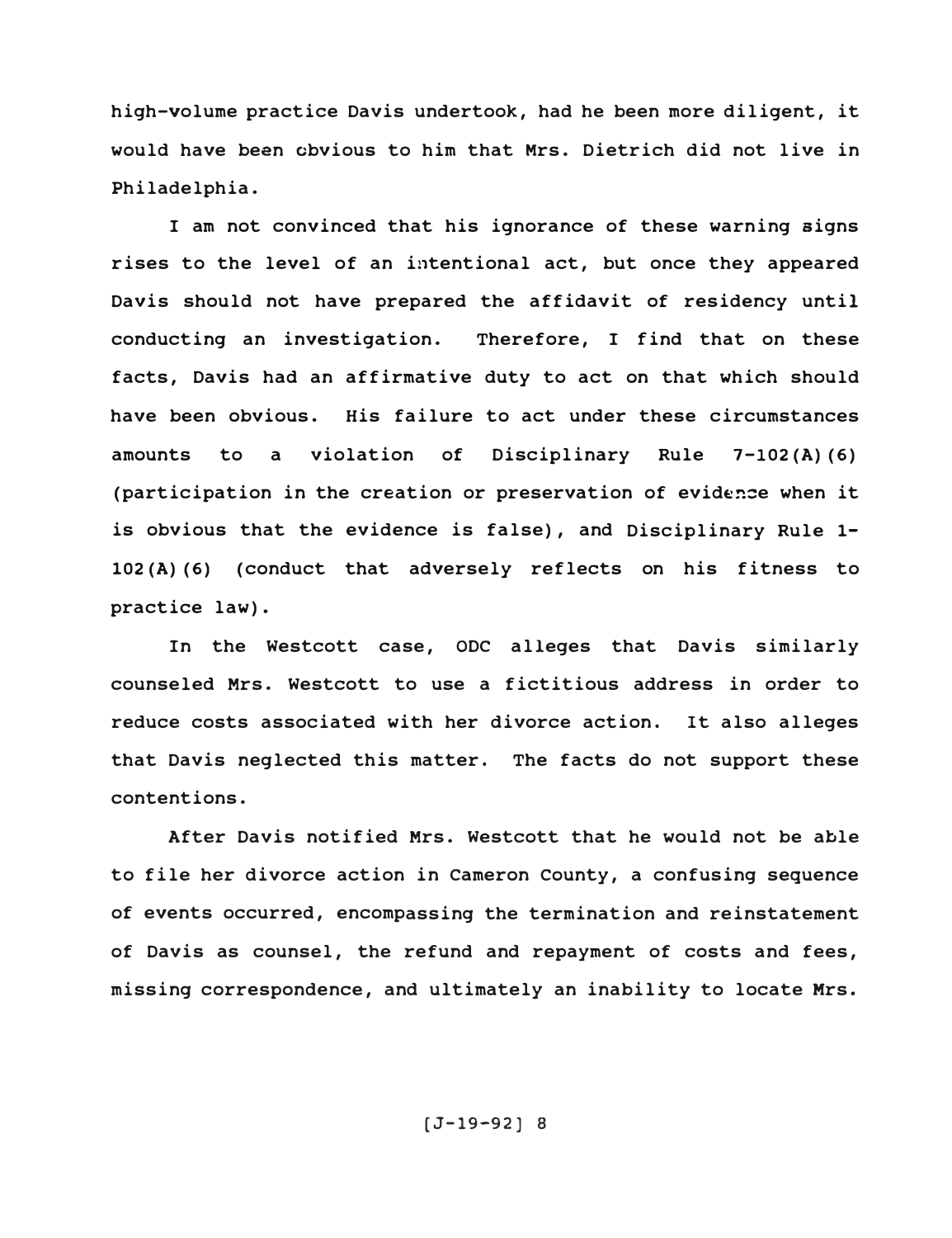high-volume practice Davis undertook, had he been more diligent, it would have been obvious to him that Mrs. Dietrich did not live in Philadelphia.

I am not convinced that his ignorance of these warning signs rises to the level of an intentional act, but once they appeared Davis should not have prepared the affidavit of residency until conducting an investigation. Therefore, I find that on these facts, Davis had an affirmative duty to act on that which should have been obvious. His failure to act under these circumstances amounts to a violation of Disciplinary Rule 7-102(A)(6) (participation in the creation or preservation of evidence when it is obvious that the evidence is false), and Disciplinary Rule 1-102(A)(6) (conduct that adversely reflects on his fitness to practice law).

In the Westcott case, ODC alleges that Davis similarly counseled Mrs. Westcott to use a fictitious address in order to reduce costs associated with her divorce action. It also alleges that Davis neglected this matter. The facts do not support these contentions.

After Davis notified Mrs. Westcott that he would not be able to file her divorce action in Cameron County, a confusing sequence of events occurred, encompassing the termination and reinstatement of Davis as counsel, the refund and repayment of costs and fees, missing correspondence, and ultimately an inability to locate Mrs.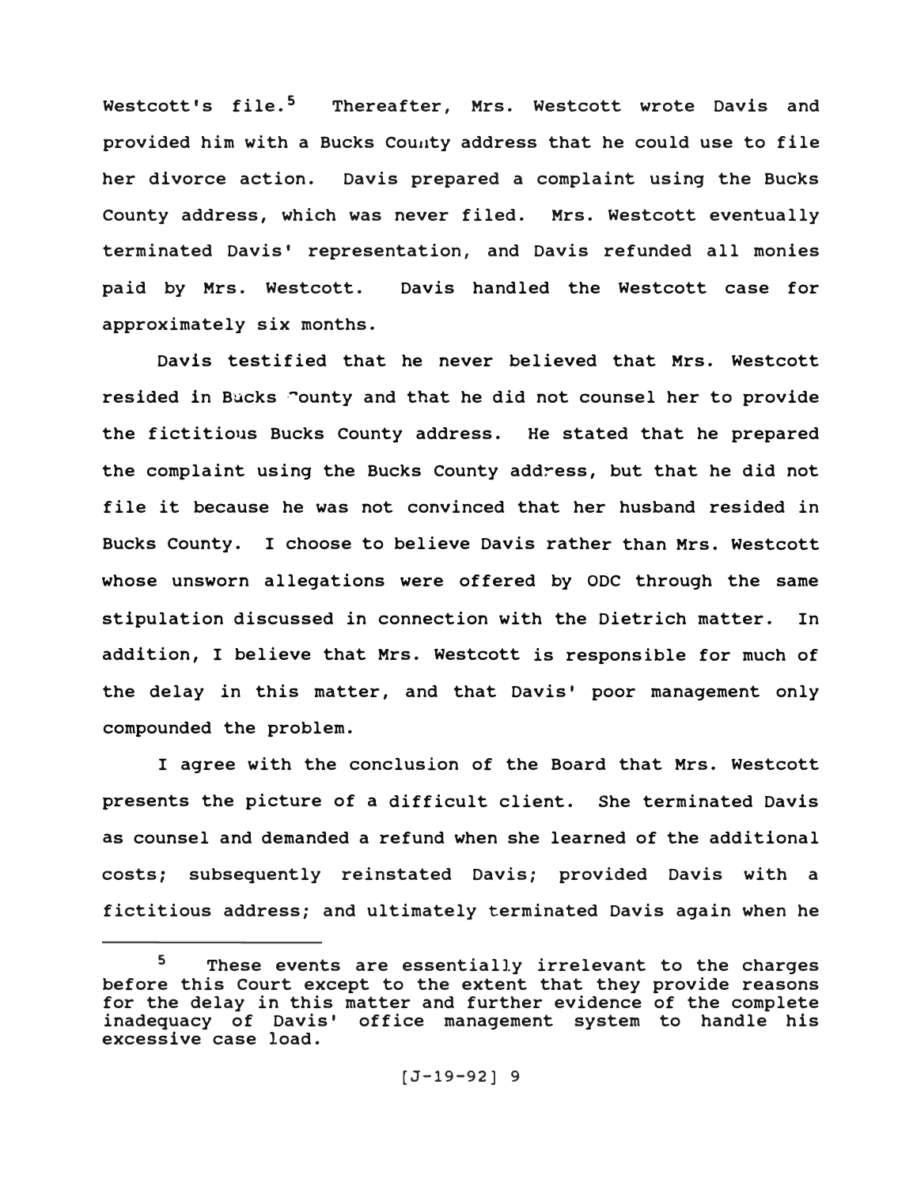Westcott's file.[5] Thereafter, Mrs. Westcott wrote Davis and provided him with a Bucks County address that he could use to file her divorce action. Davis prepared a complaint using the Bucks County address, which was never filed. Mrs. Westcott eventually terminated Davis' representation, and Davis refunded all monies paid by Mrs. Westcott. Davis handled the Westcott case for approximately six months.

Davis testified that he never believed that Mrs. Westcott resided in Bucks County and that he did not counsel her to provide the fictitious Bucks County address. He stated that he prepared the complaint using the Bucks County address, but that he did not file it because he was not convinced that her husband resided in Bucks County. I choose to believe Davis rather than Mrs. Westcott whose unsworn allegations were offered by ODC through the same stipulation discussed in connection with the Dietrich matter. In addition, I believe that Mrs. Westcott is responsible for much of the delay in this matter, and that Davis' poor management only compounded the problem.

I agree with the conclusion of the Board that Mrs. Westcott presents the picture of a difficult client. She terminated Davis as counsel and demanded a refund when she learned of the additional costs; subsequently reinstated Davis; provided Davis with a fictitious address; and ultimately terminated Davis again when he

---

[5] These events are essentially irrelevant to the charges before this Court except to the extent that they provide reasons for the delay in this matter and further evidence of the complete inadequacy of Davis' office management system to handle his excessive case load.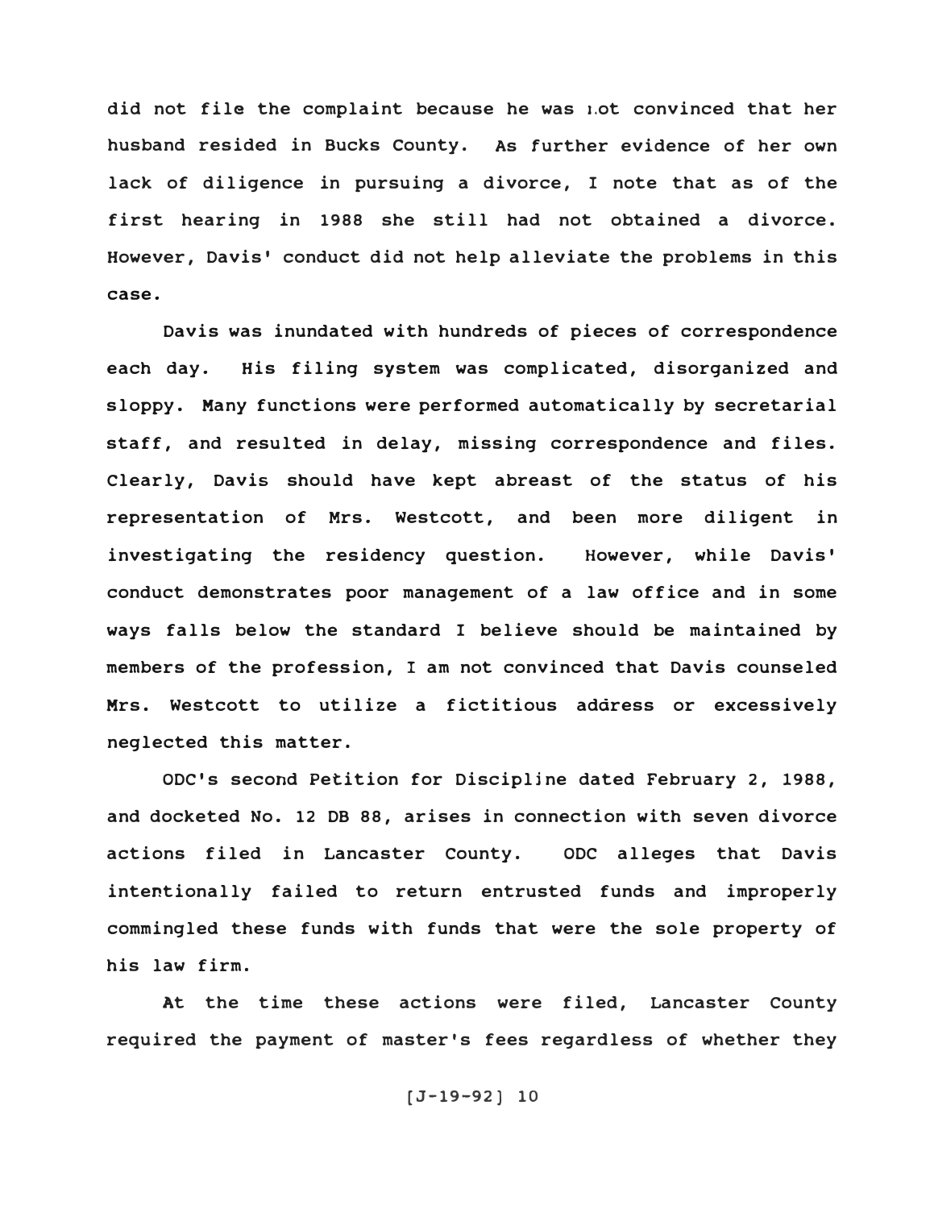did not file the complaint because he was not convinced that her husband resided in Bucks County. As further evidence of her own lack of diligence in pursuing a divorce, I note that as of the first hearing in 1988 she still had not obtained a divorce. However, Davis' conduct did not help alleviate the problems in this case.

Davis was inundated with hundreds of pieces of correspondence each day. His filing system was complicated, disorganized and sloppy. Many functions were performed automatically by secretarial staff, and resulted in delay, missing correspondence and files. Clearly, Davis should have kept abreast of the status of his representation of Mrs. Westcott, and been more diligent in investigating the residency question. However, while Davis' conduct demonstrates poor management of a law office and in some ways falls below the standard I believe should be maintained by members of the profession, I am not convinced that Davis counseled Mrs. Westcott to utilize a fictitious address or excessively neglected this matter.

ODC's second Petition for Discipline dated February 2, 1988, and docketed No. 12 DB 88, arises in connection with seven divorce actions filed in Lancaster County. ODC alleges that Davis intentionally failed to return entrusted funds and improperly commingled these funds with funds that were the sole property of his law firm.

At the time these actions were filed, Lancaster County required the payment of master's fees regardless of whether they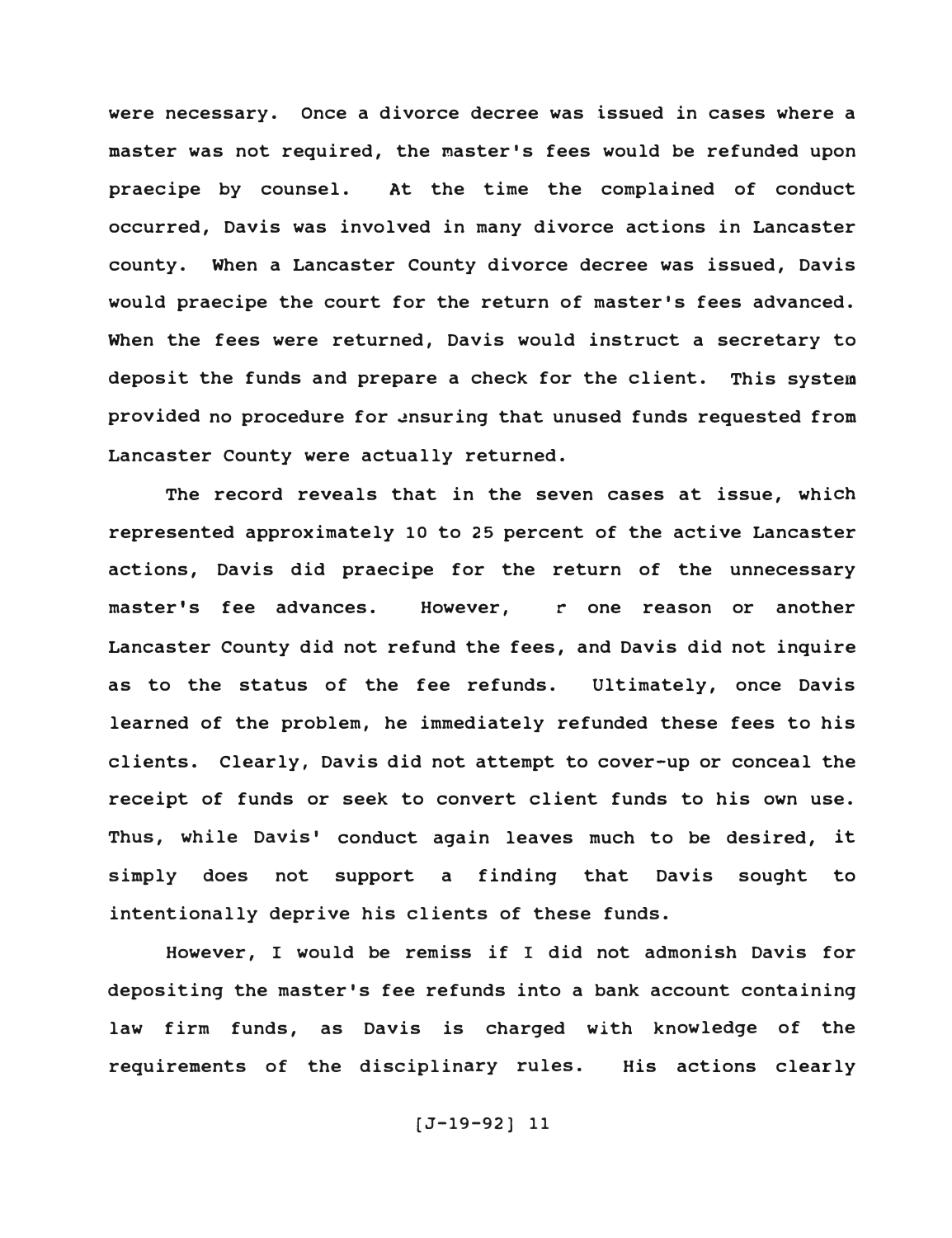were necessary. Once a divorce decree was issued in cases where a master was not required, the master's fees would be refunded upon praecipe by counsel. At the time the complained of conduct occurred, Davis was involved in many divorce actions in Lancaster county. When a Lancaster County divorce decree was issued, Davis would praecipe the court for the return of master's fees advanced. When the fees were returned, Davis would instruct a secretary to deposit the funds and prepare a check for the client. This system provided no procedure for ensuring that unused funds requested from Lancaster County were actually returned.

The record reveals that in the seven cases at issue, which represented approximately 10 to 25 percent of the active Lancaster actions, Davis did praecipe for the return of the unnecessary master's fee advances. However, r one reason or another Lancaster County did not refund the fees, and Davis did not inquire as to the status of the fee refunds. Ultimately, once Davis learned of the problem, he immediately refunded these fees to his clients. Clearly, Davis did not attempt to cover-up or conceal the receipt of funds or seek to convert client funds to his own use. Thus, while Davis' conduct again leaves much to be desired, it simply does not support a finding that Davis sought to intentionally deprive his clients of these funds.

However, I would be remiss if I did not admonish Davis for depositing the master's fee refunds into a bank account containing law firm funds, as Davis is charged with knowledge of the requirements of the disciplinary rules. His actions clearly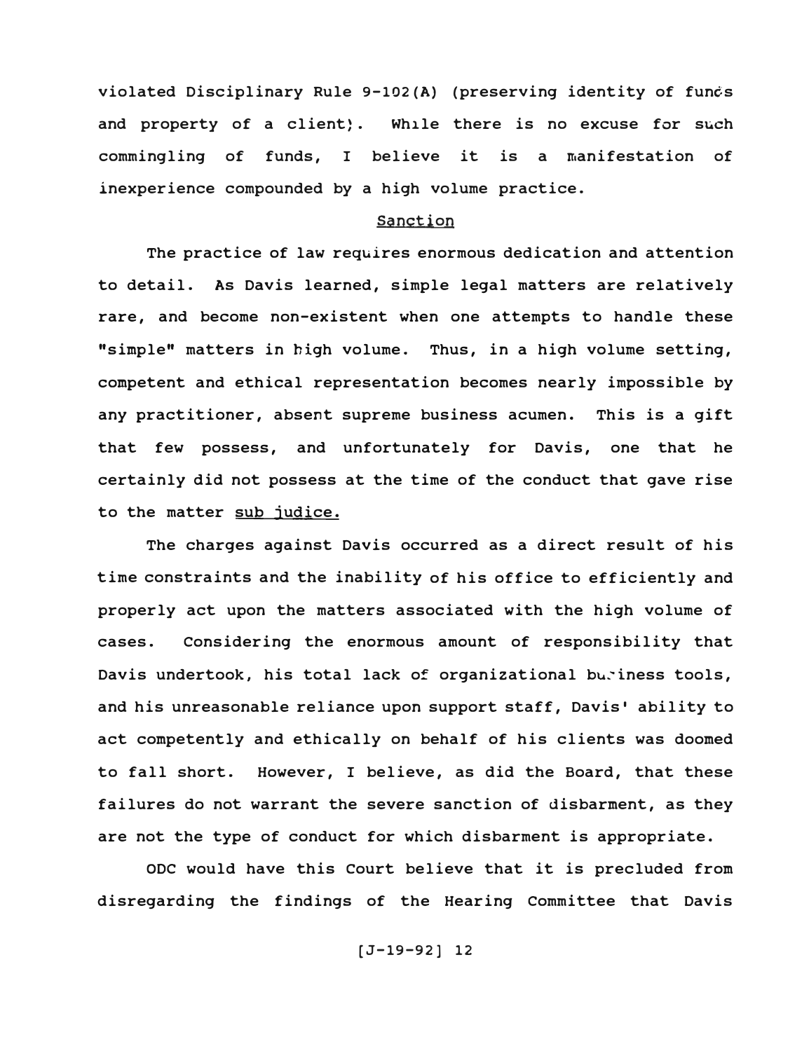violated Disciplinary Rule 9-102(A) (preserving identity of funds and property of a client). While there is no excuse for such commingling of funds, I believe it is a manifestation of inexperience compounded by a high volume practice.

## Sanction

The practice of law requires enormous dedication and attention to detail. As Davis learned, simple legal matters are relatively rare, and become non-existent when one attempts to handle these "simple" matters in high volume. Thus, in a high volume setting, competent and ethical representation becomes nearly impossible by any practitioner, absent supreme business acumen. This is a gift that few possess, and unfortunately for Davis, one that he certainly did not possess at the time of the conduct that gave rise to the matter sub judice.

The charges against Davis occurred as a direct result of his time constraints and the inability of his office to efficiently and properly act upon the matters associated with the high volume of cases. Considering the enormous amount of responsibility that Davis undertook, his total lack of organizational business tools, and his unreasonable reliance upon support staff, Davis' ability to act competently and ethically on behalf of his clients was doomed to fall short. However, I believe, as did the Board, that these failures do not warrant the severe sanction of disbarment, as they are not the type of conduct for which disbarment is appropriate.

ODC would have this Court believe that it is precluded from disregarding the findings of the Hearing Committee that Davis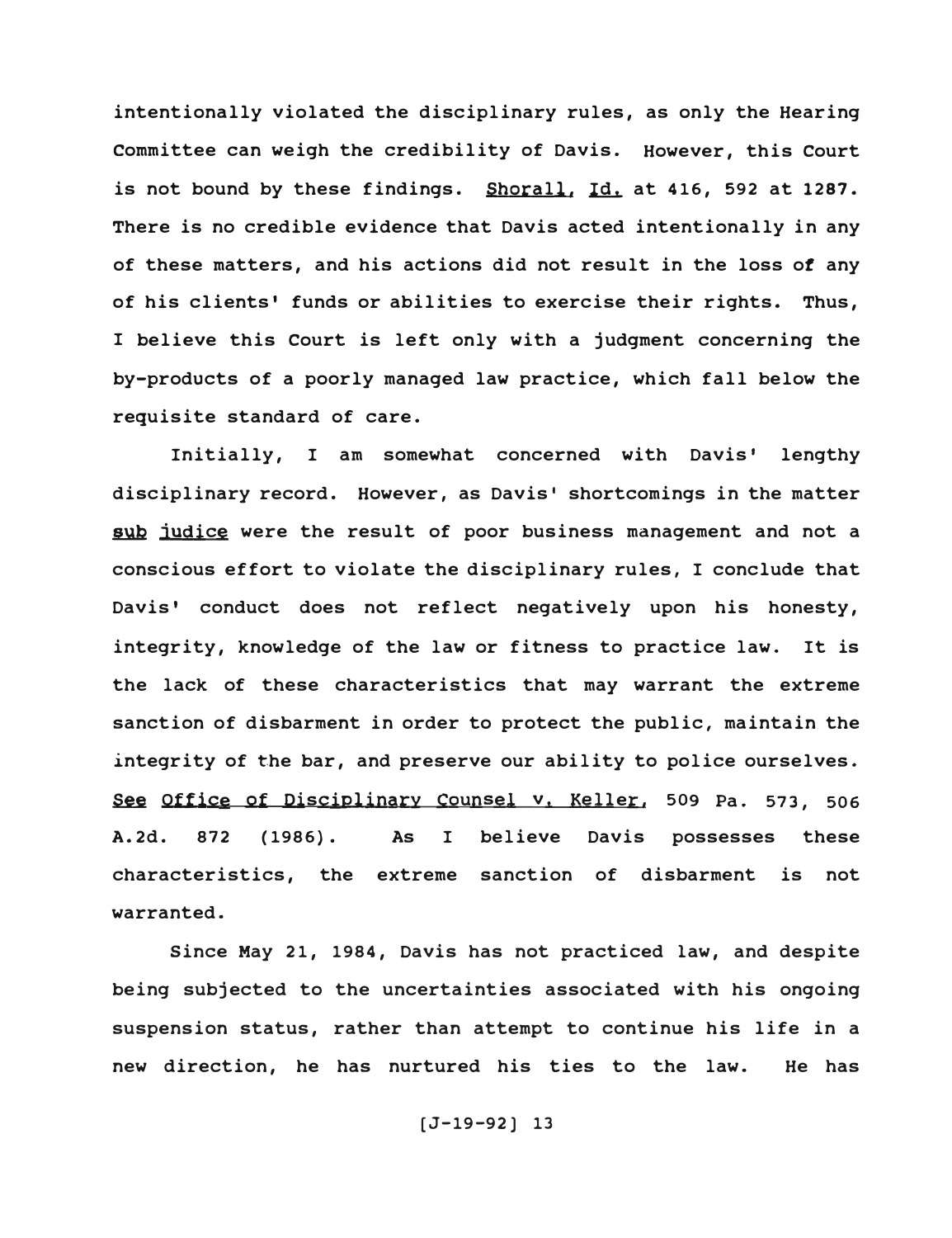intentionally violated the disciplinary rules, as only the Hearing Committee can weigh the credibility of Davis. However, this Court is not bound by these findings. Shorall, Id. at 416, 592 at 1287. There is no credible evidence that Davis acted intentionally in any of these matters, and his actions did not result in the loss of any of his clients' funds or abilities to exercise their rights. Thus, I believe this Court is left only with a judgment concerning the by-products of a poorly managed law practice, which fall below the requisite standard of care.

Initially, I am somewhat concerned with Davis' lengthy disciplinary record. However, as Davis' shortcomings in the matter sub judice were the result of poor business management and not a conscious effort to violate the disciplinary rules, I conclude that Davis' conduct does not reflect negatively upon his honesty, integrity, knowledge of the law or fitness to practice law. It is the lack of these characteristics that may warrant the extreme sanction of disbarment in order to protect the public, maintain the integrity of the bar, and preserve our ability to police ourselves. See Office of Disciplinary Counsel v. Keller, 509 Pa. 573, 506 A.2d. 872 (1986). As I believe Davis possesses these characteristics, the extreme sanction of disbarment is not warranted.

Since May 21, 1984, Davis has not practiced law, and despite being subjected to the uncertainties associated with his ongoing suspension status, rather than attempt to continue his life in a new direction, he has nurtured his ties to the law. He has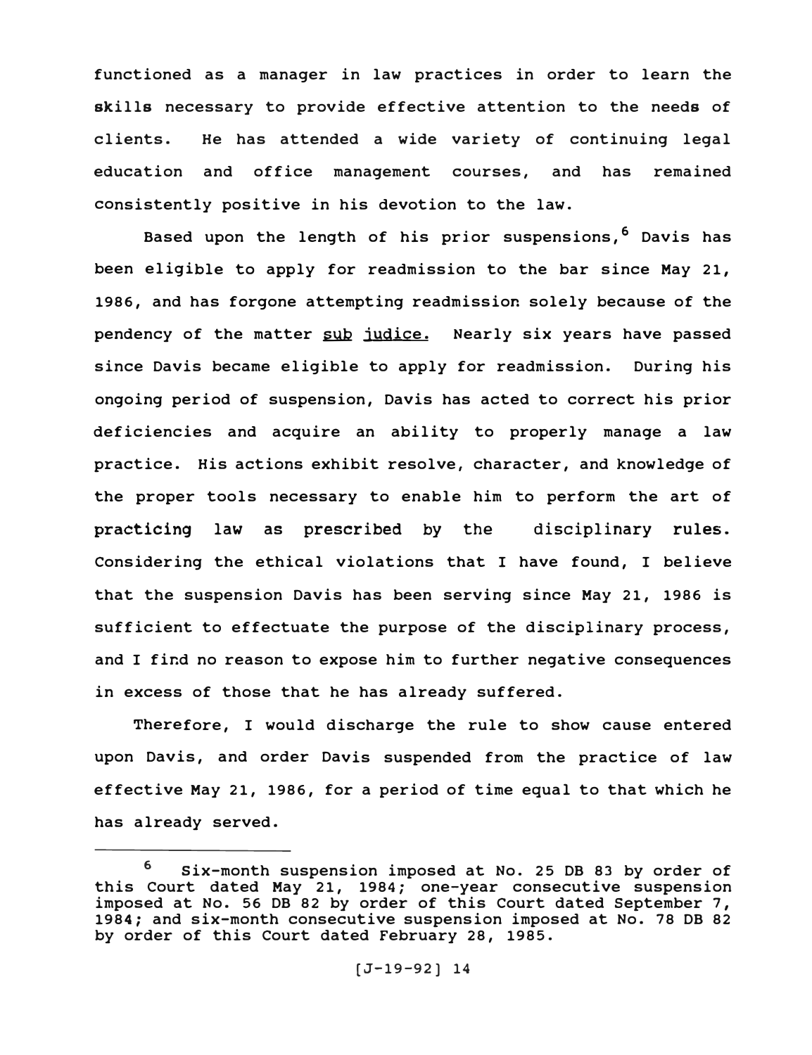functioned as a manager in law practices in order to learn the skills necessary to provide effective attention to the needs of clients. He has attended a wide variety of continuing legal education and office management courses, and has remained consistently positive in his devotion to the law.

Based upon the length of his prior suspensions,[6] Davis has been eligible to apply for readmission to the bar since May 21, 1986, and has forgone attempting readmission solely because of the pendency of the matter sub judice. Nearly six years have passed since Davis became eligible to apply for readmission. During his ongoing period of suspension, Davis has acted to correct his prior deficiencies and acquire an ability to properly manage a law practice. His actions exhibit resolve, character, and knowledge of the proper tools necessary to enable him to perform the art of practicing law as prescribed by the disciplinary rules. Considering the ethical violations that I have found, I believe that the suspension Davis has been serving since May 21, 1986 is sufficient to effectuate the purpose of the disciplinary process, and I find no reason to expose him to further negative consequences in excess of those that he has already suffered.

Therefore, I would discharge the rule to show cause entered upon Davis, and order Davis suspended from the practice of law effective May 21, 1986, for a period of time equal to that which he has already served.

---

[6] Six-month suspension imposed at No. 25 DB 83 by order of this Court dated May 21, 1984; one-year consecutive suspension imposed at No. 56 DB 82 by order of this Court dated September 7, 1984; and six-month consecutive suspension imposed at No. 78 DB 82 by order of this Court dated February 28, 1985.

[J-19-92] 14